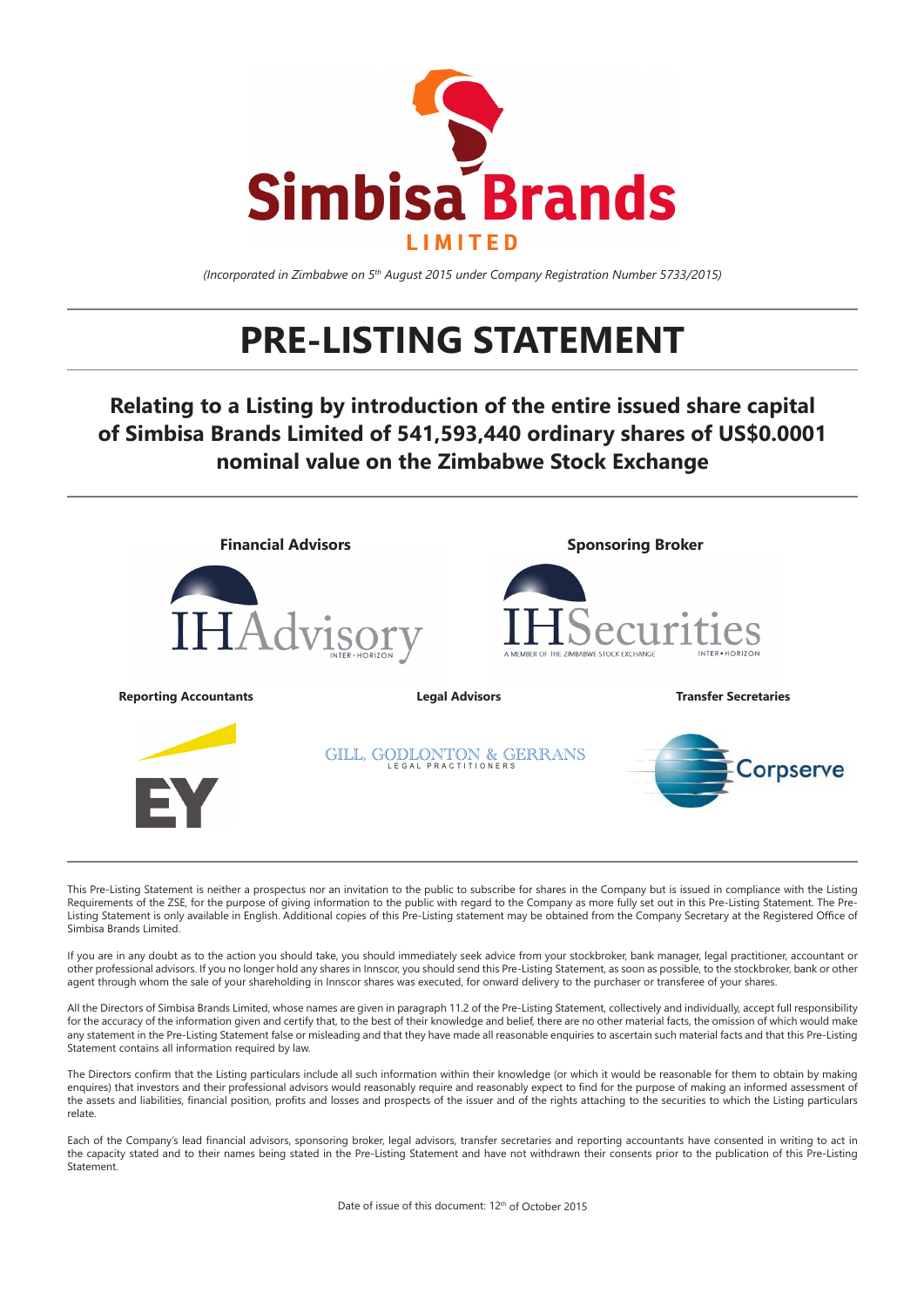# Simbisa Brands

LIMITED

*(Incorporated in Zimbabwe on 5th August 2015 under Company Registration Number 5733/2015)*

# PRE-LISTING STATEMENT

## Relating to a Listing by introduction of the entire issued share capital of Simbisa Brands Limited of 541,593,440 ordinary shares of US$0.0001 nominal value on the Zimbabwe Stock Exchange

**Financial Advisors**

IHAdvisory
INTER • HORIZON

**Sponsoring Broker**

IHSecurities
A MEMBER OF THE ZIMBABWE STOCK EXCHANGE
INTER • HORIZON

**Reporting Accountants**

EY

**Legal Advisors**

GILL, GODLONTON & GERRANS
LEGAL PRACTITIONERS

**Transfer Secretaries**

Corpserve

This Pre-Listing Statement is neither a prospectus nor an invitation to the public to subscribe for shares in the Company but is issued in compliance with the Listing Requirements of the ZSE, for the purpose of giving information to the public with regard to the Company as more fully set out in this Pre-Listing Statement. The Pre-Listing Statement is only available in English. Additional copies of this Pre-Listing statement may be obtained from the Company Secretary at the Registered Office of Simbisa Brands Limited.

If you are in any doubt as to the action you should take, you should immediately seek advice from your stockbroker, bank manager, legal practitioner, accountant or other professional advisors. If you no longer hold any shares in Innscor, you should send this Pre-Listing Statement, as soon as possible, to the stockbroker, bank or other agent through whom the sale of your shareholding in Innscor shares was executed, for onward delivery to the purchaser or transferee of your shares.

All the Directors of Simbisa Brands Limited, whose names are given in paragraph 11.2 of the Pre-Listing Statement, collectively and individually, accept full responsibility for the accuracy of the information given and certify that, to the best of their knowledge and belief, there are no other material facts, the omission of which would make any statement in the Pre-Listing Statement false or misleading and that they have made all reasonable enquiries to ascertain such material facts and that this Pre-Listing Statement contains all information required by law.

The Directors confirm that the Listing particulars include all such information within their knowledge (or which it would be reasonable for them to obtain by making enquires) that investors and their professional advisors would reasonably require and reasonably expect to find for the purpose of making an informed assessment of the assets and liabilities, financial position, profits and losses and prospects of the issuer and of the rights attaching to the securities to which the Listing particulars relate.

Each of the Company's lead financial advisors, sponsoring broker, legal advisors, transfer secretaries and reporting accountants have consented in writing to act in the capacity stated and to their names being stated in the Pre-Listing Statement and have not withdrawn their consents prior to the publication of this Pre-Listing Statement.

Date of issue of this document: 12th of October 2015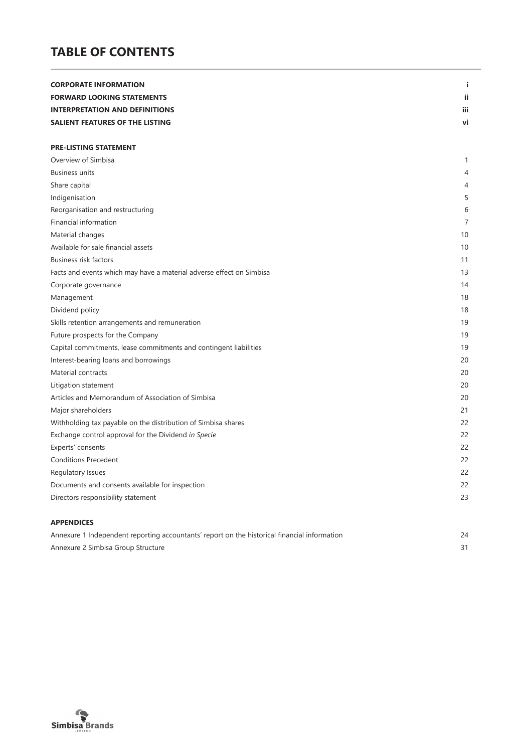# TABLE OF CONTENTS

| | |
|---|---|
| **CORPORATE INFORMATION** | **i** |
| **FORWARD LOOKING STATEMENTS** | **ii** |
| **INTERPRETATION AND DEFINITIONS** | **iii** |
| **SALIENT FEATURES OF THE LISTING** | **vi** |
| | |
| **PRE-LISTING STATEMENT** | |
| Overview of Simbisa | 1 |
| Business units | 4 |
| Share capital | 4 |
| Indigenisation | 5 |
| Reorganisation and restructuring | 6 |
| Financial information | 7 |
| Material changes | 10 |
| Available for sale financial assets | 10 |
| Business risk factors | 11 |
| Facts and events which may have a material adverse effect on Simbisa | 13 |
| Corporate governance | 14 |
| Management | 18 |
| Dividend policy | 18 |
| Skills retention arrangements and remuneration | 19 |
| Future prospects for the Company | 19 |
| Capital commitments, lease commitments and contingent liabilities | 19 |
| Interest-bearing loans and borrowings | 20 |
| Material contracts | 20 |
| Litigation statement | 20 |
| Articles and Memorandum of Association of Simbisa | 20 |
| Major shareholders | 21 |
| Withholding tax payable on the distribution of Simbisa shares | 22 |
| Exchange control approval for the Dividend *in Specie* | 22 |
| Experts' consents | 22 |
| Conditions Precedent | 22 |
| Regulatory Issues | 22 |
| Documents and consents available for inspection | 22 |
| Directors responsibility statement | 23 |
| | |
| **APPENDICES** | |
| Annexure 1 Independent reporting accountants' report on the historical financial information | 24 |
| Annexure 2 Simbisa Group Structure | 31 |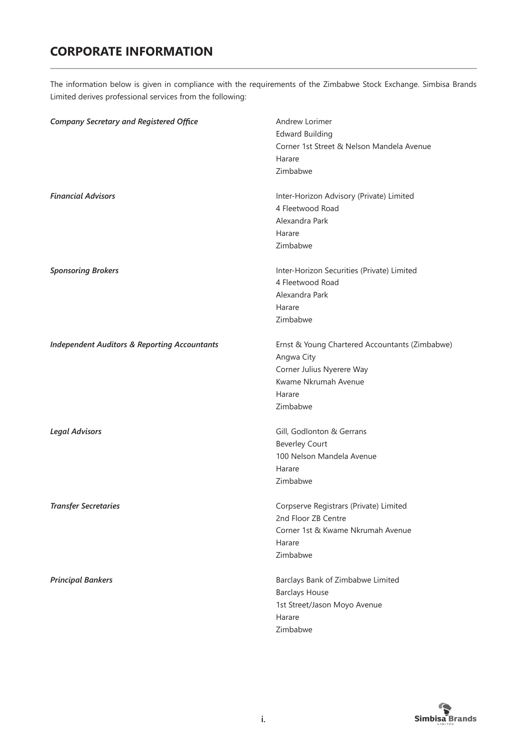# CORPORATE INFORMATION

The information below is given in compliance with the requirements of the Zimbabwe Stock Exchange. Simbisa Brands Limited derives professional services from the following:

***Company Secretary and Registered Office***

Andrew Lorimer
Edward Building
Corner 1st Street & Nelson Mandela Avenue
Harare
Zimbabwe

***Financial Advisors***

Inter-Horizon Advisory (Private) Limited
4 Fleetwood Road
Alexandra Park
Harare
Zimbabwe

***Sponsoring Brokers***

Inter-Horizon Securities (Private) Limited
4 Fleetwood Road
Alexandra Park
Harare
Zimbabwe

***Independent Auditors & Reporting Accountants***

Ernst & Young Chartered Accountants (Zimbabwe)
Angwa City
Corner Julius Nyerere Way
Kwame Nkrumah Avenue
Harare
Zimbabwe

***Legal Advisors***

Gill, Godlonton & Gerrans
Beverley Court
100 Nelson Mandela Avenue
Harare
Zimbabwe

***Transfer Secretaries***

Corpserve Registrars (Private) Limited
2nd Floor ZB Centre
Corner 1st & Kwame Nkrumah Avenue
Harare
Zimbabwe

***Principal Bankers***

Barclays Bank of Zimbabwe Limited
Barclays House
1st Street/Jason Moyo Avenue
Harare
Zimbabwe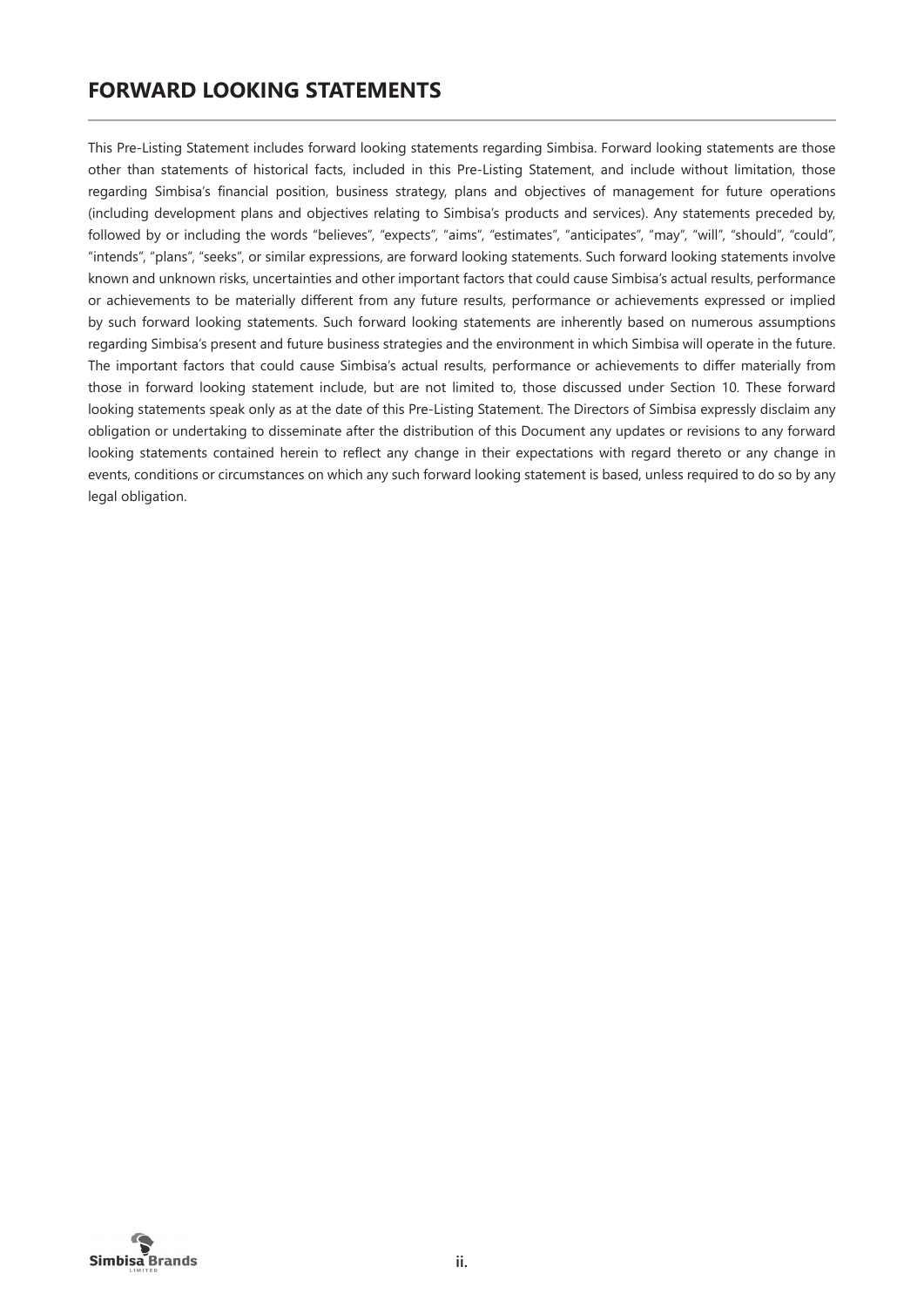## FORWARD LOOKING STATEMENTS

This Pre-Listing Statement includes forward looking statements regarding Simbisa. Forward looking statements are those other than statements of historical facts, included in this Pre-Listing Statement, and include without limitation, those regarding Simbisa's financial position, business strategy, plans and objectives of management for future operations (including development plans and objectives relating to Simbisa's products and services). Any statements preceded by, followed by or including the words "believes", "expects", "aims", "estimates", "anticipates", "may", "will", "should", "could", "intends", "plans", "seeks", or similar expressions, are forward looking statements. Such forward looking statements involve known and unknown risks, uncertainties and other important factors that could cause Simbisa's actual results, performance or achievements to be materially different from any future results, performance or achievements expressed or implied by such forward looking statements. Such forward looking statements are inherently based on numerous assumptions regarding Simbisa's present and future business strategies and the environment in which Simbisa will operate in the future. The important factors that could cause Simbisa's actual results, performance or achievements to differ materially from those in forward looking statement include, but are not limited to, those discussed under Section 10. These forward looking statements speak only as at the date of this Pre-Listing Statement. The Directors of Simbisa expressly disclaim any obligation or undertaking to disseminate after the distribution of this Document any updates or revisions to any forward looking statements contained herein to reflect any change in their expectations with regard thereto or any change in events, conditions or circumstances on which any such forward looking statement is based, unless required to do so by any legal obligation.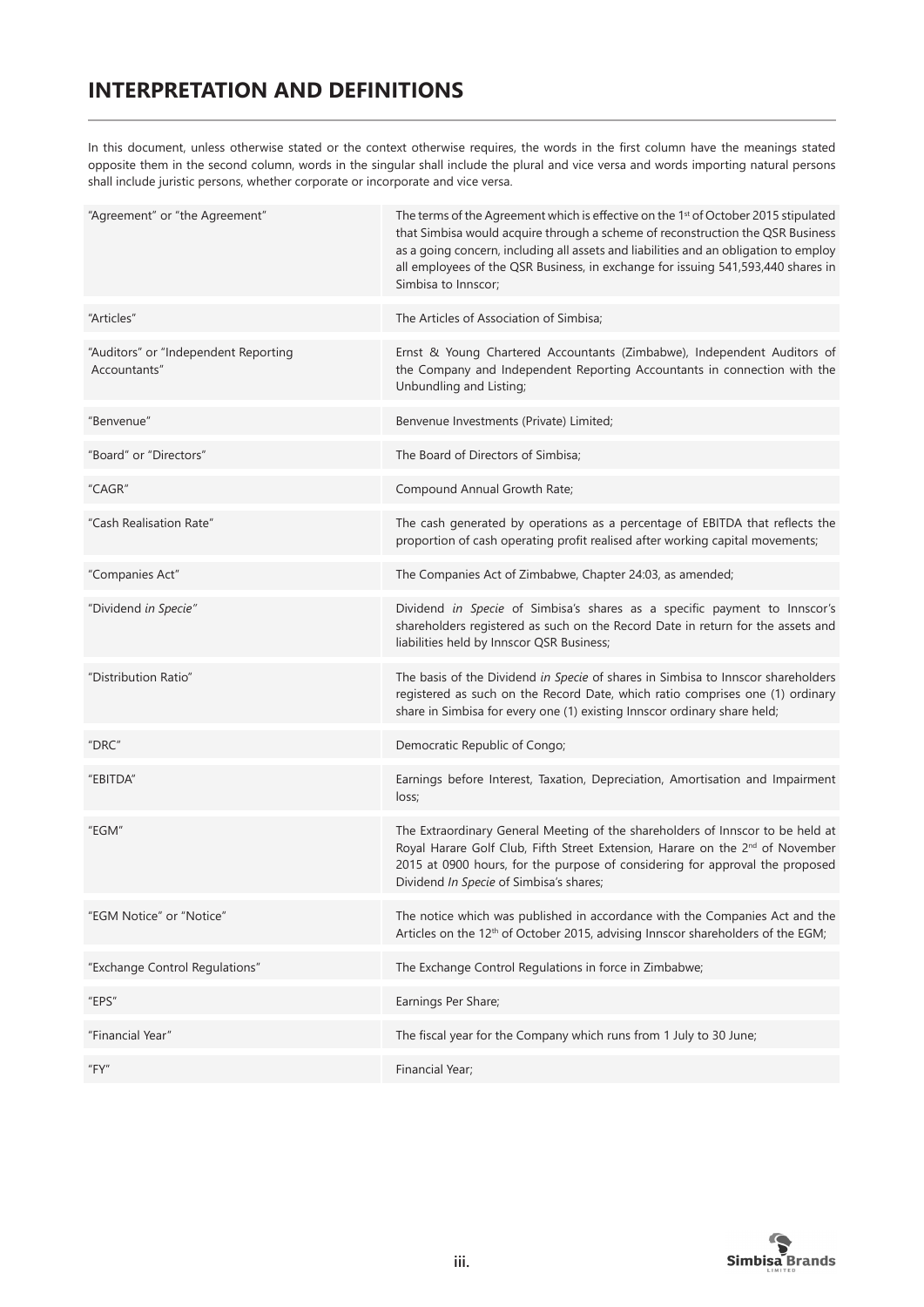# INTERPRETATION AND DEFINITIONS

In this document, unless otherwise stated or the context otherwise requires, the words in the first column have the meanings stated opposite them in the second column, words in the singular shall include the plural and vice versa and words importing natural persons shall include juristic persons, whether corporate or incorporate and vice versa.

| | |
|---|---|
| "Agreement" or "the Agreement" | The terms of the Agreement which is effective on the 1st of October 2015 stipulated that Simbisa would acquire through a scheme of reconstruction the QSR Business as a going concern, including all assets and liabilities and an obligation to employ all employees of the QSR Business, in exchange for issuing 541,593,440 shares in Simbisa to Innscor; |
| "Articles" | The Articles of Association of Simbisa; |
| "Auditors" or "Independent Reporting Accountants" | Ernst & Young Chartered Accountants (Zimbabwe), Independent Auditors of the Company and Independent Reporting Accountants in connection with the Unbundling and Listing; |
| "Benvenue" | Benvenue Investments (Private) Limited; |
| "Board" or "Directors" | The Board of Directors of Simbisa; |
| "CAGR" | Compound Annual Growth Rate; |
| "Cash Realisation Rate" | The cash generated by operations as a percentage of EBITDA that reflects the proportion of cash operating profit realised after working capital movements; |
| "Companies Act" | The Companies Act of Zimbabwe, Chapter 24:03, as amended; |
| "Dividend *in Specie*" | Dividend *in Specie* of Simbisa's shares as a specific payment to Innscor's shareholders registered as such on the Record Date in return for the assets and liabilities held by Innscor QSR Business; |
| "Distribution Ratio" | The basis of the Dividend *in Specie* of shares in Simbisa to Innscor shareholders registered as such on the Record Date, which ratio comprises one (1) ordinary share in Simbisa for every one (1) existing Innscor ordinary share held; |
| "DRC" | Democratic Republic of Congo; |
| "EBITDA" | Earnings before Interest, Taxation, Depreciation, Amortisation and Impairment loss; |
| "EGM" | The Extraordinary General Meeting of the shareholders of Innscor to be held at Royal Harare Golf Club, Fifth Street Extension, Harare on the 2nd of November 2015 at 0900 hours, for the purpose of considering for approval the proposed Dividend *In Specie* of Simbisa's shares; |
| "EGM Notice" or "Notice" | The notice which was published in accordance with the Companies Act and the Articles on the 12th of October 2015, advising Innscor shareholders of the EGM; |
| "Exchange Control Regulations" | The Exchange Control Regulations in force in Zimbabwe; |
| "EPS" | Earnings Per Share; |
| "Financial Year" | The fiscal year for the Company which runs from 1 July to 30 June; |
| "FY" | Financial Year; |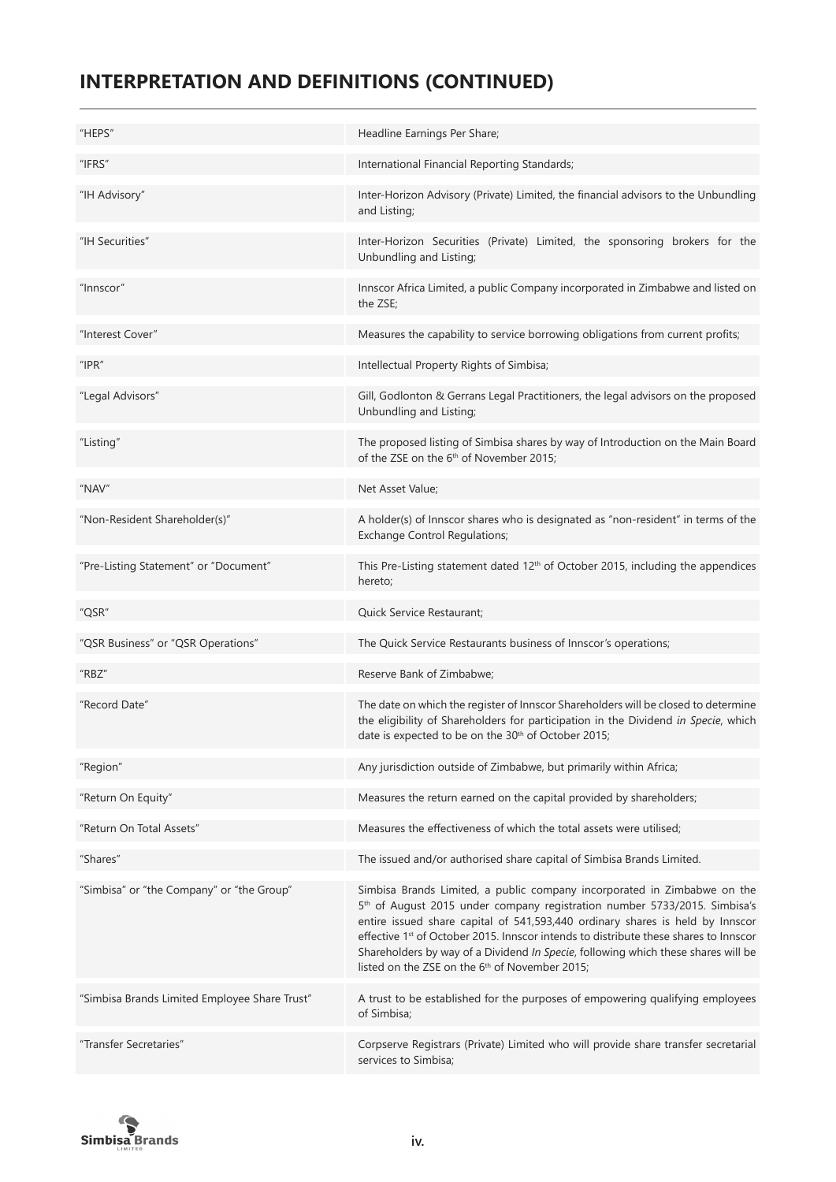## INTERPRETATION AND DEFINITIONS (CONTINUED)

| | |
|---|---|
| "HEPS" | Headline Earnings Per Share; |
| "IFRS" | International Financial Reporting Standards; |
| "IH Advisory" | Inter-Horizon Advisory (Private) Limited, the financial advisors to the Unbundling and Listing; |
| "IH Securities" | Inter-Horizon Securities (Private) Limited, the sponsoring brokers for the Unbundling and Listing; |
| "Innscor" | Innscor Africa Limited, a public Company incorporated in Zimbabwe and listed on the ZSE; |
| "Interest Cover" | Measures the capability to service borrowing obligations from current profits; |
| "IPR" | Intellectual Property Rights of Simbisa; |
| "Legal Advisors" | Gill, Godlonton & Gerrans Legal Practitioners, the legal advisors on the proposed Unbundling and Listing; |
| "Listing" | The proposed listing of Simbisa shares by way of Introduction on the Main Board of the ZSE on the 6th of November 2015; |
| "NAV" | Net Asset Value; |
| "Non-Resident Shareholder(s)" | A holder(s) of Innscor shares who is designated as "non-resident" in terms of the Exchange Control Regulations; |
| "Pre-Listing Statement" or "Document" | This Pre-Listing statement dated 12th of October 2015, including the appendices hereto; |
| "QSR" | Quick Service Restaurant; |
| "QSR Business" or "QSR Operations" | The Quick Service Restaurants business of Innscor's operations; |
| "RBZ" | Reserve Bank of Zimbabwe; |
| "Record Date" | The date on which the register of Innscor Shareholders will be closed to determine the eligibility of Shareholders for participation in the Dividend *in Specie*, which date is expected to be on the 30th of October 2015; |
| "Region" | Any jurisdiction outside of Zimbabwe, but primarily within Africa; |
| "Return On Equity" | Measures the return earned on the capital provided by shareholders; |
| "Return On Total Assets" | Measures the effectiveness of which the total assets were utilised; |
| "Shares" | The issued and/or authorised share capital of Simbisa Brands Limited. |
| "Simbisa" or "the Company" or "the Group" | Simbisa Brands Limited, a public company incorporated in Zimbabwe on the 5th of August 2015 under company registration number 5733/2015. Simbisa's entire issued share capital of 541,593,440 ordinary shares is held by Innscor effective 1st of October 2015. Innscor intends to distribute these shares to Innscor Shareholders by way of a Dividend *In Specie*, following which these shares will be listed on the ZSE on the 6th of November 2015; |
| "Simbisa Brands Limited Employee Share Trust" | A trust to be established for the purposes of empowering qualifying employees of Simbisa; |
| "Transfer Secretaries" | Corpserve Registrars (Private) Limited who will provide share transfer secretarial services to Simbisa; |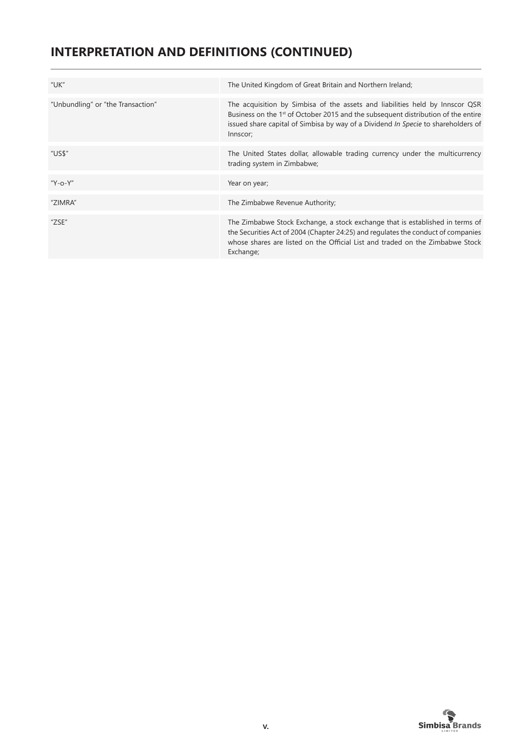# INTERPRETATION AND DEFINITIONS (CONTINUED)

| | |
|---|---|
| "UK" | The United Kingdom of Great Britain and Northern Ireland; |
| "Unbundling" or "the Transaction" | The acquisition by Simbisa of the assets and liabilities held by Innscor QSR Business on the 1st of October 2015 and the subsequent distribution of the entire issued share capital of Simbisa by way of a Dividend *In Specie* to shareholders of Innscor; |
| "US$" | The United States dollar, allowable trading currency under the multicurrency trading system in Zimbabwe; |
| "Y-o-Y" | Year on year; |
| "ZIMRA" | The Zimbabwe Revenue Authority; |
| "ZSE" | The Zimbabwe Stock Exchange, a stock exchange that is established in terms of the Securities Act of 2004 (Chapter 24:25) and regulates the conduct of companies whose shares are listed on the Official List and traded on the Zimbabwe Stock Exchange; |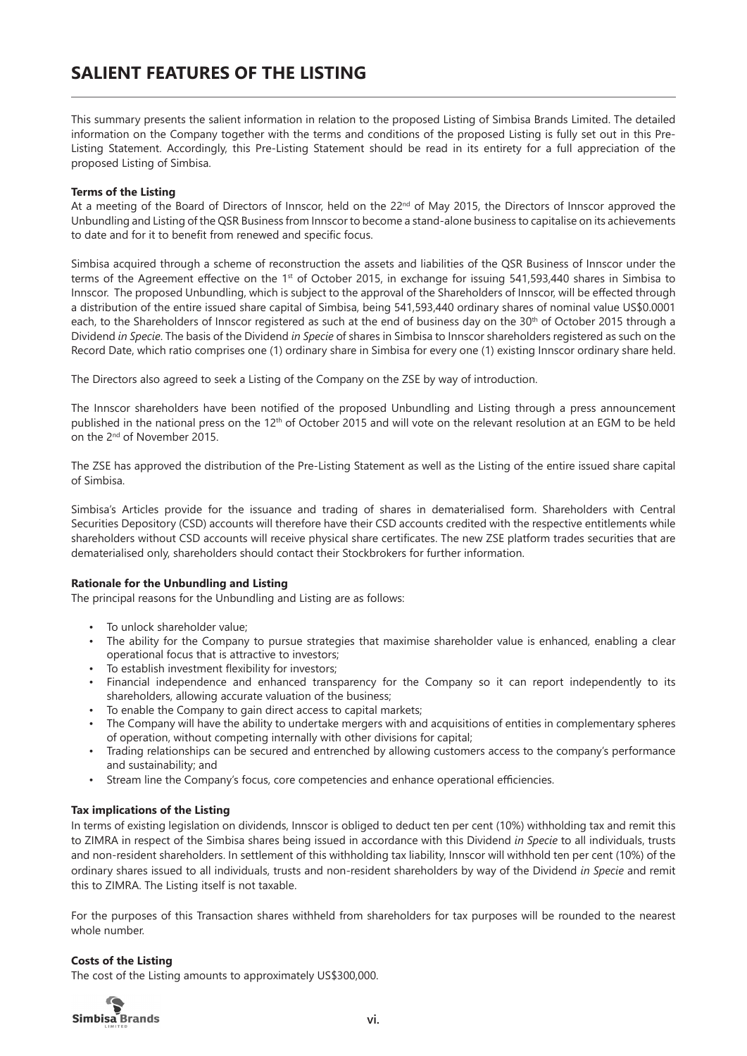# SALIENT FEATURES OF THE LISTING

This summary presents the salient information in relation to the proposed Listing of Simbisa Brands Limited. The detailed information on the Company together with the terms and conditions of the proposed Listing is fully set out in this Pre-Listing Statement. Accordingly, this Pre-Listing Statement should be read in its entirety for a full appreciation of the proposed Listing of Simbisa.

**Terms of the Listing**

At a meeting of the Board of Directors of Innscor, held on the 22nd of May 2015, the Directors of Innscor approved the Unbundling and Listing of the QSR Business from Innscor to become a stand-alone business to capitalise on its achievements to date and for it to benefit from renewed and specific focus.

Simbisa acquired through a scheme of reconstruction the assets and liabilities of the QSR Business of Innscor under the terms of the Agreement effective on the 1st of October 2015, in exchange for issuing 541,593,440 shares in Simbisa to Innscor. The proposed Unbundling, which is subject to the approval of the Shareholders of Innscor, will be effected through a distribution of the entire issued share capital of Simbisa, being 541,593,440 ordinary shares of nominal value US$0.0001 each, to the Shareholders of Innscor registered as such at the end of business day on the 30th of October 2015 through a Dividend *in Specie*. The basis of the Dividend *in Specie* of shares in Simbisa to Innscor shareholders registered as such on the Record Date, which ratio comprises one (1) ordinary share in Simbisa for every one (1) existing Innscor ordinary share held.

The Directors also agreed to seek a Listing of the Company on the ZSE by way of introduction.

The Innscor shareholders have been notified of the proposed Unbundling and Listing through a press announcement published in the national press on the 12th of October 2015 and will vote on the relevant resolution at an EGM to be held on the 2nd of November 2015.

The ZSE has approved the distribution of the Pre-Listing Statement as well as the Listing of the entire issued share capital of Simbisa.

Simbisa's Articles provide for the issuance and trading of shares in dematerialised form. Shareholders with Central Securities Depository (CSD) accounts will therefore have their CSD accounts credited with the respective entitlements while shareholders without CSD accounts will receive physical share certificates. The new ZSE platform trades securities that are dematerialised only, shareholders should contact their Stockbrokers for further information.

**Rationale for the Unbundling and Listing**

The principal reasons for the Unbundling and Listing are as follows:

- To unlock shareholder value;
- The ability for the Company to pursue strategies that maximise shareholder value is enhanced, enabling a clear operational focus that is attractive to investors;
- To establish investment flexibility for investors;
- Financial independence and enhanced transparency for the Company so it can report independently to its shareholders, allowing accurate valuation of the business;
- To enable the Company to gain direct access to capital markets;
- The Company will have the ability to undertake mergers with and acquisitions of entities in complementary spheres of operation, without competing internally with other divisions for capital;
- Trading relationships can be secured and entrenched by allowing customers access to the company's performance and sustainability; and
- Stream line the Company's focus, core competencies and enhance operational efficiencies.

**Tax implications of the Listing**

In terms of existing legislation on dividends, Innscor is obliged to deduct ten per cent (10%) withholding tax and remit this to ZIMRA in respect of the Simbisa shares being issued in accordance with this Dividend *in Specie* to all individuals, trusts and non-resident shareholders. In settlement of this withholding tax liability, Innscor will withhold ten per cent (10%) of the ordinary shares issued to all individuals, trusts and non-resident shareholders by way of the Dividend *in Specie* and remit this to ZIMRA. The Listing itself is not taxable.

For the purposes of this Transaction shares withheld from shareholders for tax purposes will be rounded to the nearest whole number.

**Costs of the Listing**

The cost of the Listing amounts to approximately US$300,000.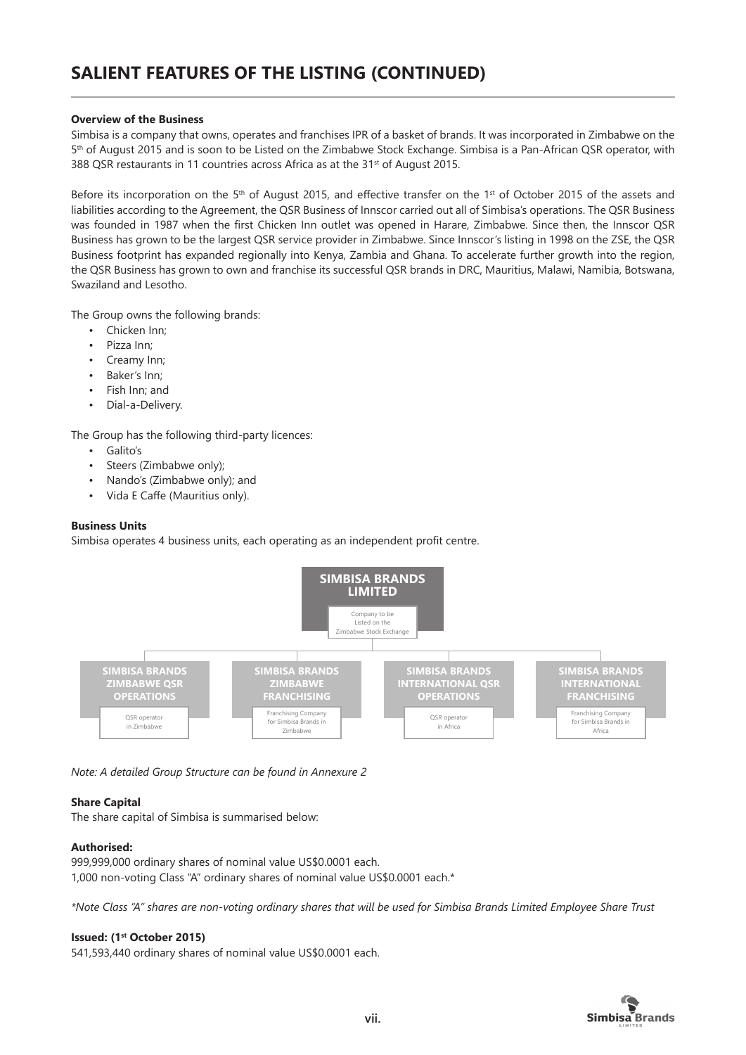# SALIENT FEATURES OF THE LISTING (CONTINUED)

**Overview of the Business**

Simbisa is a company that owns, operates and franchises IPR of a basket of brands. It was incorporated in Zimbabwe on the 5th of August 2015 and is soon to be Listed on the Zimbabwe Stock Exchange. Simbisa is a Pan-African QSR operator, with 388 QSR restaurants in 11 countries across Africa as at the 31st of August 2015.

Before its incorporation on the 5th of August 2015, and effective transfer on the 1st of October 2015 of the assets and liabilities according to the Agreement, the QSR Business of Innscor carried out all of Simbisa's operations. The QSR Business was founded in 1987 when the first Chicken Inn outlet was opened in Harare, Zimbabwe. Since then, the Innscor QSR Business has grown to be the largest QSR service provider in Zimbabwe. Since Innscor's listing in 1998 on the ZSE, the QSR Business footprint has expanded regionally into Kenya, Zambia and Ghana. To accelerate further growth into the region, the QSR Business has grown to own and franchise its successful QSR brands in DRC, Mauritius, Malawi, Namibia, Botswana, Swaziland and Lesotho.

The Group owns the following brands:

- Chicken Inn;
- Pizza Inn;
- Creamy Inn;
- Baker's Inn;
- Fish Inn; and
- Dial-a-Delivery.

The Group has the following third-party licences:

- Galito's
- Steers (Zimbabwe only);
- Nando's (Zimbabwe only); and
- Vida E Caffe (Mauritius only).

**Business Units**

Simbisa operates 4 business units, each operating as an independent profit centre.

**SIMBISA BRANDS LIMITED** – Company to be Listed on the Zimbabwe Stock Exchange

- **SIMBISA BRANDS ZIMBABWE QSR OPERATIONS** – QSR operator in Zimbabwe
- **SIMBISA BRANDS ZIMBABWE FRANCHISING** – Franchising Company for Simbisa Brands in Zimbabwe
- **SIMBISA BRANDS INTERNATIONAL QSR OPERATIONS** – QSR operator in Africa
- **SIMBISA BRANDS INTERNATIONAL FRANCHISING** – Franchising Company for Simbisa Brands in Africa

*Note: A detailed Group Structure can be found in Annexure 2*

**Share Capital**

The share capital of Simbisa is summarised below:

**Authorised:**

999,999,000 ordinary shares of nominal value US$0.0001 each.
1,000 non-voting Class "A" ordinary shares of nominal value US$0.0001 each.*

*\*Note Class "A" shares are non-voting ordinary shares that will be used for Simbisa Brands Limited Employee Share Trust*

**Issued: (1st October 2015)**

541,593,440 ordinary shares of nominal value US$0.0001 each.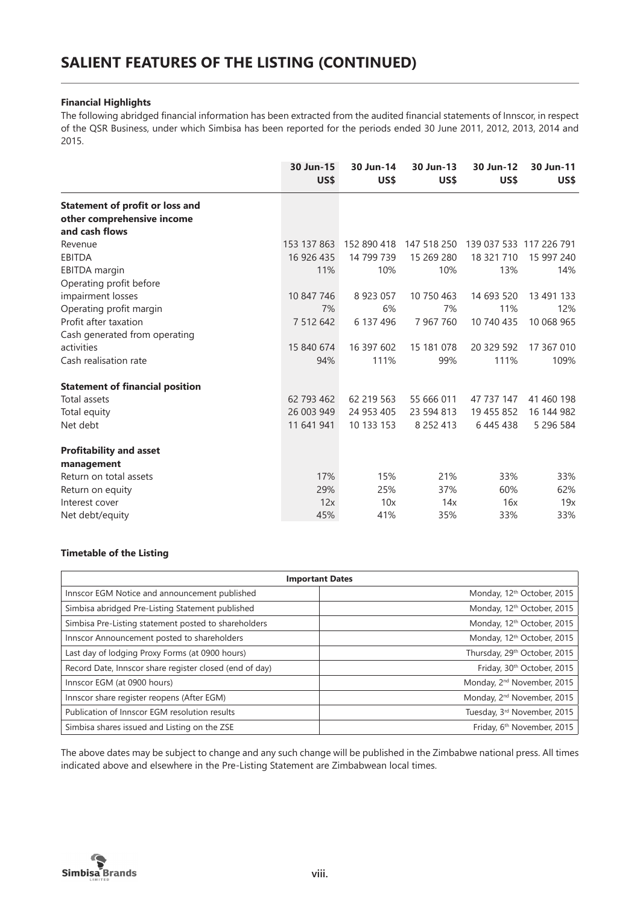# SALIENT FEATURES OF THE LISTING (CONTINUED)

**Financial Highlights**

The following abridged financial information has been extracted from the audited financial statements of Innscor, in respect of the QSR Business, under which Simbisa has been reported for the periods ended 30 June 2011, 2012, 2013, 2014 and 2015.

| | 30 Jun-15 US$ | 30 Jun-14 US$ | 30 Jun-13 US$ | 30 Jun-12 US$ | 30 Jun-11 US$ |
|---|---|---|---|---|---|
| **Statement of profit or loss and other comprehensive income and cash flows** | | | | | |
| Revenue | 153 137 863 | 152 890 418 | 147 518 250 | 139 037 533 | 117 226 791 |
| EBITDA | 16 926 435 | 14 799 739 | 15 269 280 | 18 321 710 | 15 997 240 |
| EBITDA margin | 11% | 10% | 10% | 13% | 14% |
| Operating profit before impairment losses | 10 847 746 | 8 923 057 | 10 750 463 | 14 693 520 | 13 491 133 |
| Operating profit margin | 7% | 6% | 7% | 11% | 12% |
| Profit after taxation | 7 512 642 | 6 137 496 | 7 967 760 | 10 740 435 | 10 068 965 |
| Cash generated from operating activities | 15 840 674 | 16 397 602 | 15 181 078 | 20 329 592 | 17 367 010 |
| Cash realisation rate | 94% | 111% | 99% | 111% | 109% |
| **Statement of financial position** | | | | | |
| Total assets | 62 793 462 | 62 219 563 | 55 666 011 | 47 737 147 | 41 460 198 |
| Total equity | 26 003 949 | 24 953 405 | 23 594 813 | 19 455 852 | 16 144 982 |
| Net debt | 11 641 941 | 10 133 153 | 8 252 413 | 6 445 438 | 5 296 584 |
| **Profitability and asset management** | | | | | |
| Return on total assets | 17% | 15% | 21% | 33% | 33% |
| Return on equity | 29% | 25% | 37% | 60% | 62% |
| Interest cover | 12x | 10x | 14x | 16x | 19x |
| Net debt/equity | 45% | 41% | 35% | 33% | 33% |

**Timetable of the Listing**

| Important Dates | |
|---|---|
| Innscor EGM Notice and announcement published | Monday, 12th October, 2015 |
| Simbisa abridged Pre-Listing Statement published | Monday, 12th October, 2015 |
| Simbisa Pre-Listing statement posted to shareholders | Monday, 12th October, 2015 |
| Innscor Announcement posted to shareholders | Monday, 12th October, 2015 |
| Last day of lodging Proxy Forms (at 0900 hours) | Thursday, 29th October, 2015 |
| Record Date, Innscor share register closed (end of day) | Friday, 30th October, 2015 |
| Innscor EGM (at 0900 hours) | Monday, 2nd November, 2015 |
| Innscor share register reopens (After EGM) | Monday, 2nd November, 2015 |
| Publication of Innscor EGM resolution results | Tuesday, 3rd November, 2015 |
| Simbisa shares issued and Listing on the ZSE | Friday, 6th November, 2015 |

The above dates may be subject to change and any such change will be published in the Zimbabwe national press. All times indicated above and elsewhere in the Pre-Listing Statement are Zimbabwean local times.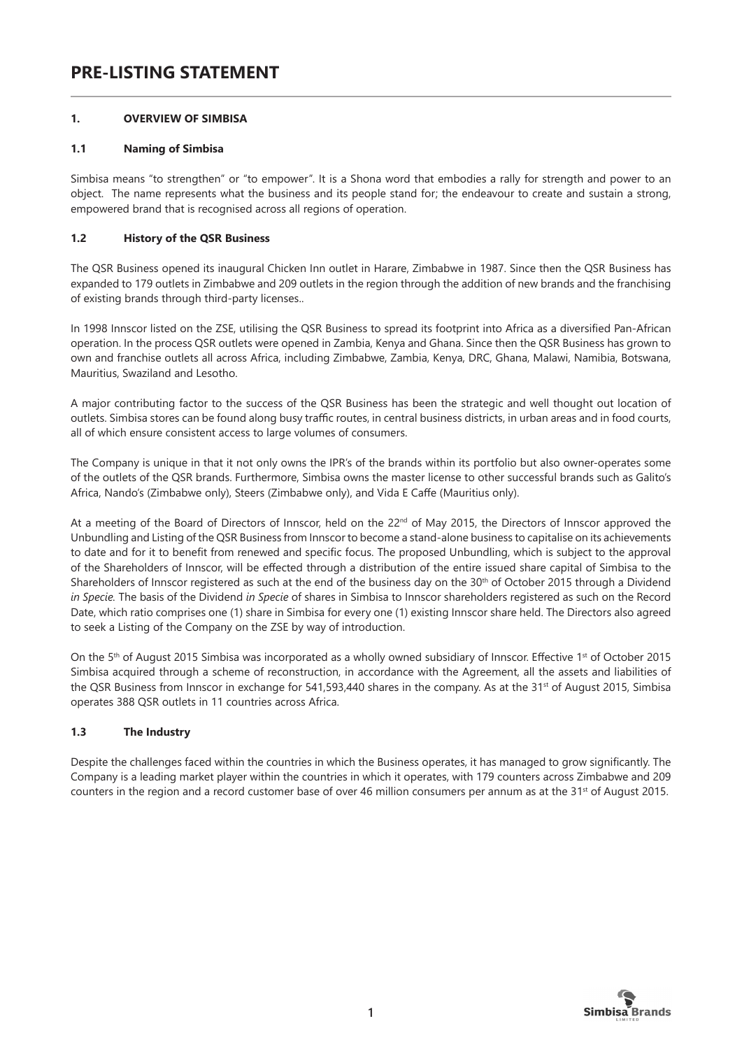# PRE-LISTING STATEMENT

## 1. OVERVIEW OF SIMBISA

### 1.1 Naming of Simbisa

Simbisa means "to strengthen" or "to empower". It is a Shona word that embodies a rally for strength and power to an object. The name represents what the business and its people stand for; the endeavour to create and sustain a strong, empowered brand that is recognised across all regions of operation.

### 1.2 History of the QSR Business

The QSR Business opened its inaugural Chicken Inn outlet in Harare, Zimbabwe in 1987. Since then the QSR Business has expanded to 179 outlets in Zimbabwe and 209 outlets in the region through the addition of new brands and the franchising of existing brands through third-party licenses..

In 1998 Innscor listed on the ZSE, utilising the QSR Business to spread its footprint into Africa as a diversified Pan-African operation. In the process QSR outlets were opened in Zambia, Kenya and Ghana. Since then the QSR Business has grown to own and franchise outlets all across Africa, including Zimbabwe, Zambia, Kenya, DRC, Ghana, Malawi, Namibia, Botswana, Mauritius, Swaziland and Lesotho.

A major contributing factor to the success of the QSR Business has been the strategic and well thought out location of outlets. Simbisa stores can be found along busy traffic routes, in central business districts, in urban areas and in food courts, all of which ensure consistent access to large volumes of consumers.

The Company is unique in that it not only owns the IPR's of the brands within its portfolio but also owner-operates some of the outlets of the QSR brands. Furthermore, Simbisa owns the master license to other successful brands such as Galito's Africa, Nando's (Zimbabwe only), Steers (Zimbabwe only), and Vida E Caffe (Mauritius only).

At a meeting of the Board of Directors of Innscor, held on the 22nd of May 2015, the Directors of Innscor approved the Unbundling and Listing of the QSR Business from Innscor to become a stand-alone business to capitalise on its achievements to date and for it to benefit from renewed and specific focus. The proposed Unbundling, which is subject to the approval of the Shareholders of Innscor, will be effected through a distribution of the entire issued share capital of Simbisa to the Shareholders of Innscor registered as such at the end of the business day on the 30th of October 2015 through a Dividend *in Specie.* The basis of the Dividend *in Specie* of shares in Simbisa to Innscor shareholders registered as such on the Record Date, which ratio comprises one (1) share in Simbisa for every one (1) existing Innscor share held. The Directors also agreed to seek a Listing of the Company on the ZSE by way of introduction.

On the 5th of August 2015 Simbisa was incorporated as a wholly owned subsidiary of Innscor. Effective 1st of October 2015 Simbisa acquired through a scheme of reconstruction, in accordance with the Agreement, all the assets and liabilities of the QSR Business from Innscor in exchange for 541,593,440 shares in the company. As at the 31st of August 2015, Simbisa operates 388 QSR outlets in 11 countries across Africa.

### 1.3 The Industry

Despite the challenges faced within the countries in which the Business operates, it has managed to grow significantly. The Company is a leading market player within the countries in which it operates, with 179 counters across Zimbabwe and 209 counters in the region and a record customer base of over 46 million consumers per annum as at the 31st of August 2015.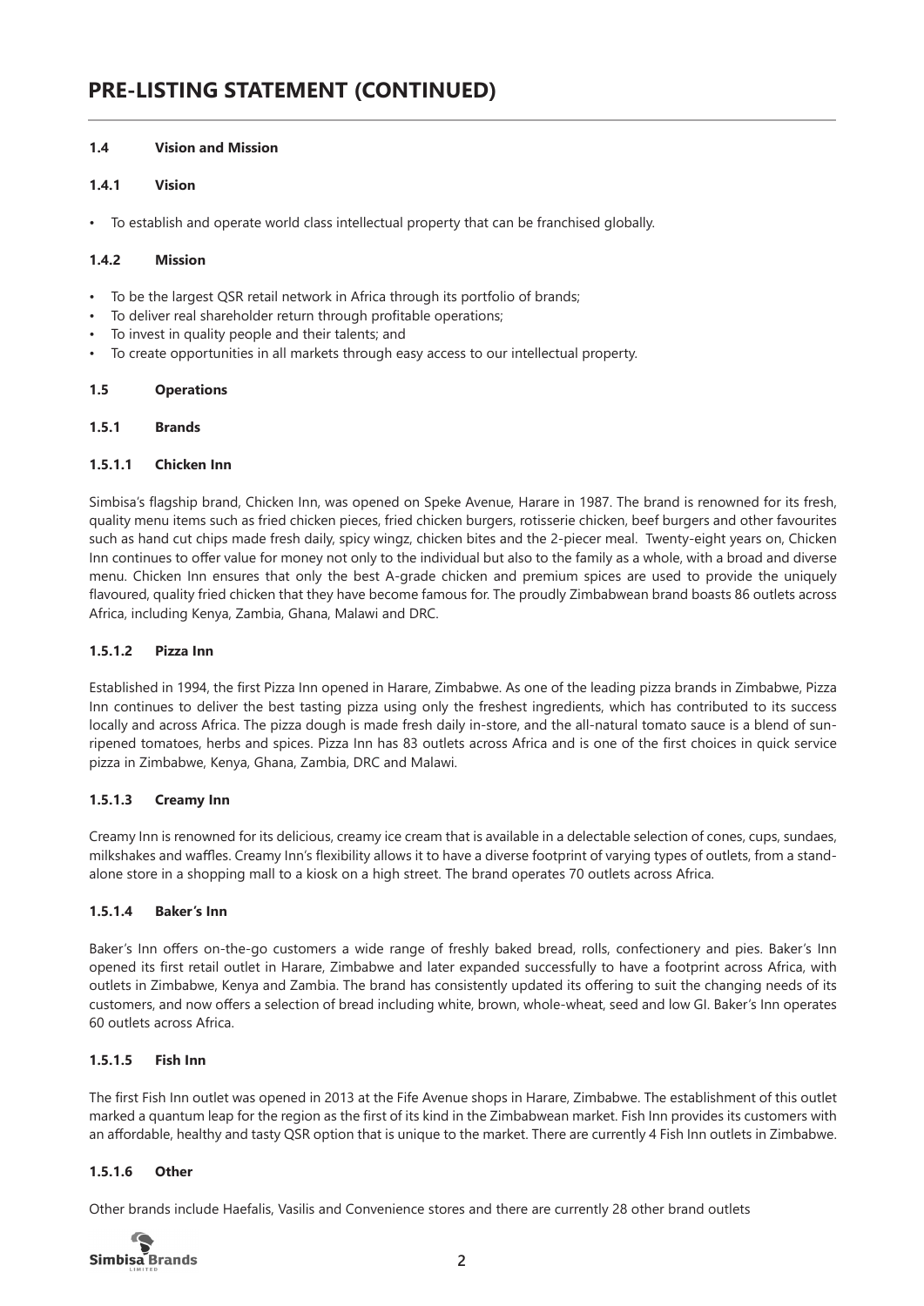## PRE-LISTING STATEMENT (CONTINUED)

### 1.4 Vision and Mission

#### 1.4.1 Vision

- To establish and operate world class intellectual property that can be franchised globally.

#### 1.4.2 Mission

- To be the largest QSR retail network in Africa through its portfolio of brands;
- To deliver real shareholder return through profitable operations;
- To invest in quality people and their talents; and
- To create opportunities in all markets through easy access to our intellectual property.

### 1.5 Operations

#### 1.5.1 Brands

##### 1.5.1.1 Chicken Inn

Simbisa's flagship brand, Chicken Inn, was opened on Speke Avenue, Harare in 1987. The brand is renowned for its fresh, quality menu items such as fried chicken pieces, fried chicken burgers, rotisserie chicken, beef burgers and other favourites such as hand cut chips made fresh daily, spicy wingz, chicken bites and the 2-piecer meal. Twenty-eight years on, Chicken Inn continues to offer value for money not only to the individual but also to the family as a whole, with a broad and diverse menu. Chicken Inn ensures that only the best A-grade chicken and premium spices are used to provide the uniquely flavoured, quality fried chicken that they have become famous for. The proudly Zimbabwean brand boasts 86 outlets across Africa, including Kenya, Zambia, Ghana, Malawi and DRC.

##### 1.5.1.2 Pizza Inn

Established in 1994, the first Pizza Inn opened in Harare, Zimbabwe. As one of the leading pizza brands in Zimbabwe, Pizza Inn continues to deliver the best tasting pizza using only the freshest ingredients, which has contributed to its success locally and across Africa. The pizza dough is made fresh daily in-store, and the all-natural tomato sauce is a blend of sun-ripened tomatoes, herbs and spices. Pizza Inn has 83 outlets across Africa and is one of the first choices in quick service pizza in Zimbabwe, Kenya, Ghana, Zambia, DRC and Malawi.

##### 1.5.1.3 Creamy Inn

Creamy Inn is renowned for its delicious, creamy ice cream that is available in a delectable selection of cones, cups, sundaes, milkshakes and waffles. Creamy Inn's flexibility allows it to have a diverse footprint of varying types of outlets, from a stand-alone store in a shopping mall to a kiosk on a high street. The brand operates 70 outlets across Africa.

##### 1.5.1.4 Baker's Inn

Baker's Inn offers on-the-go customers a wide range of freshly baked bread, rolls, confectionery and pies. Baker's Inn opened its first retail outlet in Harare, Zimbabwe and later expanded successfully to have a footprint across Africa, with outlets in Zimbabwe, Kenya and Zambia. The brand has consistently updated its offering to suit the changing needs of its customers, and now offers a selection of bread including white, brown, whole-wheat, seed and low GI. Baker's Inn operates 60 outlets across Africa.

##### 1.5.1.5 Fish Inn

The first Fish Inn outlet was opened in 2013 at the Fife Avenue shops in Harare, Zimbabwe. The establishment of this outlet marked a quantum leap for the region as the first of its kind in the Zimbabwean market. Fish Inn provides its customers with an affordable, healthy and tasty QSR option that is unique to the market. There are currently 4 Fish Inn outlets in Zimbabwe.

##### 1.5.1.6 Other

Other brands include Haefalis, Vasilis and Convenience stores and there are currently 28 other brand outlets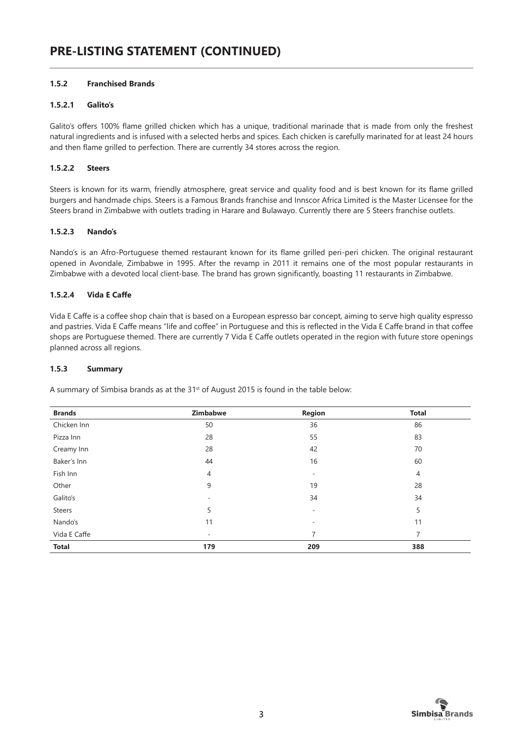# PRE-LISTING STATEMENT (CONTINUED)

### 1.5.2 Franchised Brands

#### 1.5.2.1 Galito's

Galito's offers 100% flame grilled chicken which has a unique, traditional marinade that is made from only the freshest natural ingredients and is infused with a selected herbs and spices. Each chicken is carefully marinated for at least 24 hours and then flame grilled to perfection. There are currently 34 stores across the region.

#### 1.5.2.2 Steers

Steers is known for its warm, friendly atmosphere, great service and quality food and is best known for its flame grilled burgers and handmade chips. Steers is a Famous Brands franchise and Innscor Africa Limited is the Master Licensee for the Steers brand in Zimbabwe with outlets trading in Harare and Bulawayo. Currently there are 5 Steers franchise outlets.

#### 1.5.2.3 Nando's

Nando's is an Afro-Portuguese themed restaurant known for its flame grilled peri-peri chicken. The original restaurant opened in Avondale, Zimbabwe in 1995. After the revamp in 2011 it remains one of the most popular restaurants in Zimbabwe with a devoted local client-base. The brand has grown significantly, boasting 11 restaurants in Zimbabwe.

#### 1.5.2.4 Vida E Caffe

Vida E Caffe is a coffee shop chain that is based on a European espresso bar concept, aiming to serve high quality espresso and pastries. Vida E Caffe means "life and coffee" in Portuguese and this is reflected in the Vida E Caffe brand in that coffee shops are Portuguese themed. There are currently 7 Vida E Caffe outlets operated in the region with future store openings planned across all regions.

### 1.5.3 Summary

A summary of Simbisa brands as at the 31st of August 2015 is found in the table below:

| Brands | Zimbabwe | Region | Total |
|---|---|---|---|
| Chicken Inn | 50 | 36 | 86 |
| Pizza Inn | 28 | 55 | 83 |
| Creamy Inn | 28 | 42 | 70 |
| Baker's Inn | 44 | 16 | 60 |
| Fish Inn | 4 | - | 4 |
| Other | 9 | 19 | 28 |
| Galito's | - | 34 | 34 |
| Steers | 5 | - | 5 |
| Nando's | 11 | - | 11 |
| Vida E Caffe | - | 7 | 7 |
| **Total** | **179** | **209** | **388** |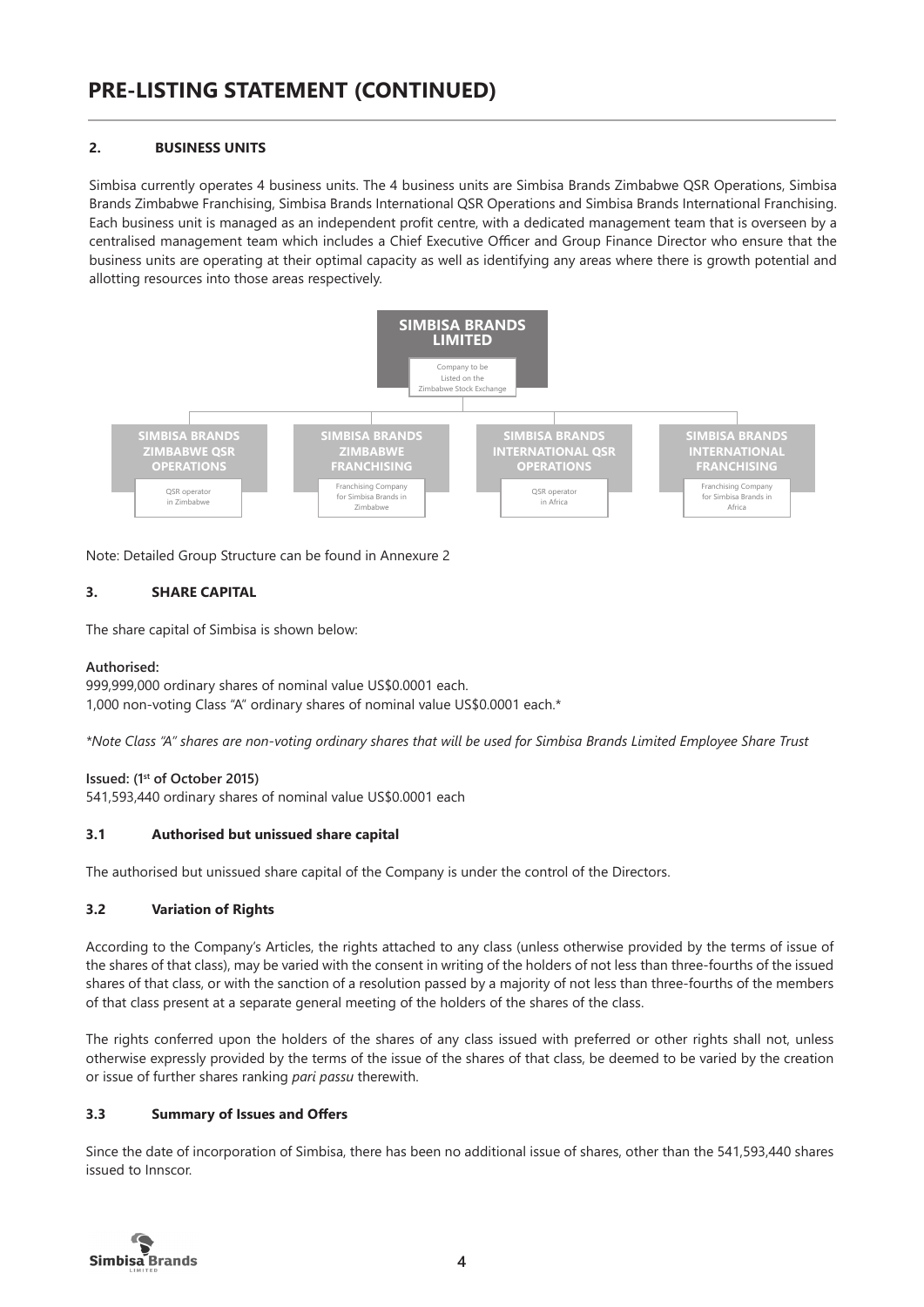# PRE-LISTING STATEMENT (CONTINUED)

## 2. BUSINESS UNITS

Simbisa currently operates 4 business units. The 4 business units are Simbisa Brands Zimbabwe QSR Operations, Simbisa Brands Zimbabwe Franchising, Simbisa Brands International QSR Operations and Simbisa Brands International Franchising. Each business unit is managed as an independent profit centre, with a dedicated management team that is overseen by a centralised management team which includes a Chief Executive Officer and Group Finance Director who ensure that the business units are operating at their optimal capacity as well as identifying any areas where there is growth potential and allotting resources into those areas respectively.

**SIMBISA BRANDS LIMITED**
Company to be Listed on the Zimbabwe Stock Exchange

- **SIMBISA BRANDS ZIMBABWE QSR OPERATIONS** – QSR operator in Zimbabwe
- **SIMBISA BRANDS ZIMBABWE FRANCHISING** – Franchising Company for Simbisa Brands in Zimbabwe
- **SIMBISA BRANDS INTERNATIONAL QSR OPERATIONS** – QSR operator in Africa
- **SIMBISA BRANDS INTERNATIONAL FRANCHISING** – Franchising Company for Simbisa Brands in Africa

Note: Detailed Group Structure can be found in Annexure 2

## 3. SHARE CAPITAL

The share capital of Simbisa is shown below:

**Authorised:**
999,999,000 ordinary shares of nominal value US$0.0001 each.
1,000 non-voting Class "A" ordinary shares of nominal value US$0.0001 each.*

*\*Note Class "A" shares are non-voting ordinary shares that will be used for Simbisa Brands Limited Employee Share Trust*

**Issued: (1st of October 2015)**
541,593,440 ordinary shares of nominal value US$0.0001 each

### 3.1 Authorised but unissued share capital

The authorised but unissued share capital of the Company is under the control of the Directors.

### 3.2 Variation of Rights

According to the Company's Articles, the rights attached to any class (unless otherwise provided by the terms of issue of the shares of that class), may be varied with the consent in writing of the holders of not less than three-fourths of the issued shares of that class, or with the sanction of a resolution passed by a majority of not less than three-fourths of the members of that class present at a separate general meeting of the holders of the shares of the class.

The rights conferred upon the holders of the shares of any class issued with preferred or other rights shall not, unless otherwise expressly provided by the terms of the issue of the shares of that class, be deemed to be varied by the creation or issue of further shares ranking *pari passu* therewith.

### 3.3 Summary of Issues and Offers

Since the date of incorporation of Simbisa, there has been no additional issue of shares, other than the 541,593,440 shares issued to Innscor.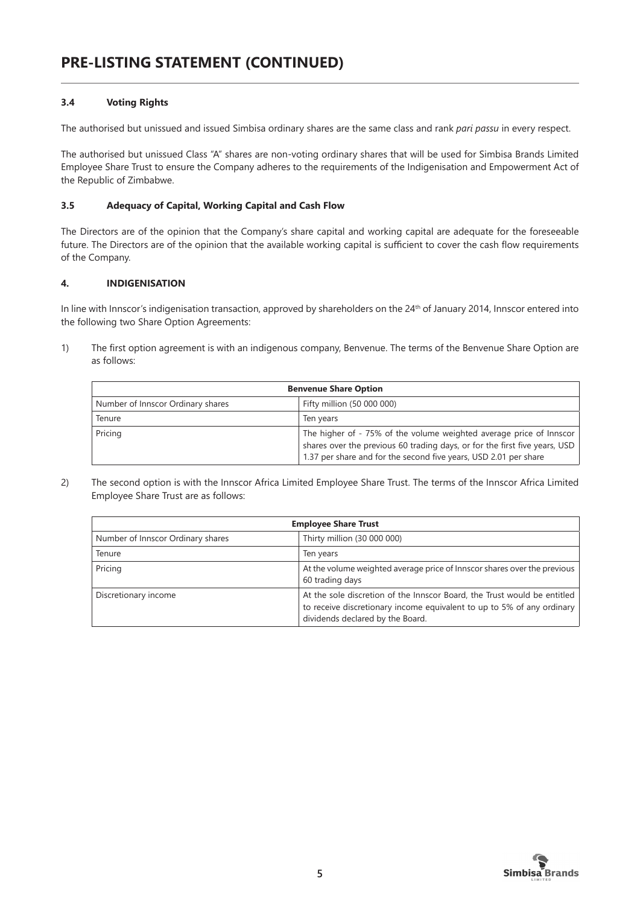# PRE-LISTING STATEMENT (CONTINUED)

### 3.4 Voting Rights

The authorised but unissued and issued Simbisa ordinary shares are the same class and rank *pari passu* in every respect.

The authorised but unissued Class "A" shares are non-voting ordinary shares that will be used for Simbisa Brands Limited Employee Share Trust to ensure the Company adheres to the requirements of the Indigenisation and Empowerment Act of the Republic of Zimbabwe.

### 3.5 Adequacy of Capital, Working Capital and Cash Flow

The Directors are of the opinion that the Company's share capital and working capital are adequate for the foreseeable future. The Directors are of the opinion that the available working capital is sufficient to cover the cash flow requirements of the Company.

## 4. INDIGENISATION

In line with Innscor's indigenisation transaction, approved by shareholders on the 24th of January 2014, Innscor entered into the following two Share Option Agreements:

1) The first option agreement is with an indigenous company, Benvenue. The terms of the Benvenue Share Option are as follows:

| **Benvenue Share Option** | |
|---|---|
| Number of Innscor Ordinary shares | Fifty million (50 000 000) |
| Tenure | Ten years |
| Pricing | The higher of - 75% of the volume weighted average price of Innscor shares over the previous 60 trading days, or for the first five years, USD 1.37 per share and for the second five years, USD 2.01 per share |

2) The second option is with the Innscor Africa Limited Employee Share Trust. The terms of the Innscor Africa Limited Employee Share Trust are as follows:

| **Employee Share Trust** | |
|---|---|
| Number of Innscor Ordinary shares | Thirty million (30 000 000) |
| Tenure | Ten years |
| Pricing | At the volume weighted average price of Innscor shares over the previous 60 trading days |
| Discretionary income | At the sole discretion of the Innscor Board, the Trust would be entitled to receive discretionary income equivalent to up to 5% of any ordinary dividends declared by the Board. |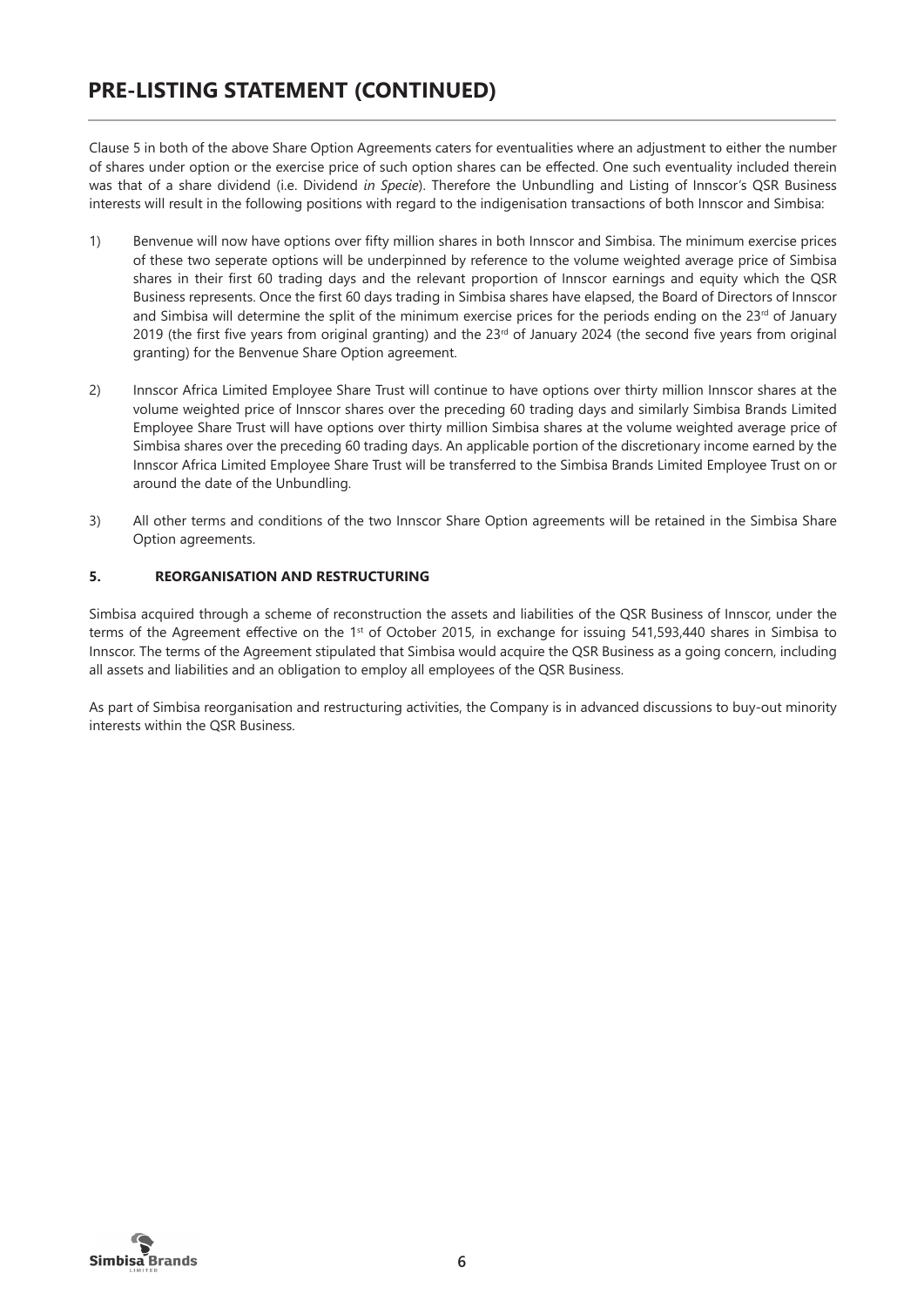# PRE-LISTING STATEMENT (CONTINUED)

Clause 5 in both of the above Share Option Agreements caters for eventualities where an adjustment to either the number of shares under option or the exercise price of such option shares can be effected. One such eventuality included therein was that of a share dividend (i.e. Dividend *in Specie*). Therefore the Unbundling and Listing of Innscor's QSR Business interests will result in the following positions with regard to the indigenisation transactions of both Innscor and Simbisa:

1) Benvenue will now have options over fifty million shares in both Innscor and Simbisa. The minimum exercise prices of these two seperate options will be underpinned by reference to the volume weighted average price of Simbisa shares in their first 60 trading days and the relevant proportion of Innscor earnings and equity which the QSR Business represents. Once the first 60 days trading in Simbisa shares have elapsed, the Board of Directors of Innscor and Simbisa will determine the split of the minimum exercise prices for the periods ending on the 23rd of January 2019 (the first five years from original granting) and the 23rd of January 2024 (the second five years from original granting) for the Benvenue Share Option agreement.

2) Innscor Africa Limited Employee Share Trust will continue to have options over thirty million Innscor shares at the volume weighted price of Innscor shares over the preceding 60 trading days and similarly Simbisa Brands Limited Employee Share Trust will have options over thirty million Simbisa shares at the volume weighted average price of Simbisa shares over the preceding 60 trading days. An applicable portion of the discretionary income earned by the Innscor Africa Limited Employee Share Trust will be transferred to the Simbisa Brands Limited Employee Trust on or around the date of the Unbundling.

3) All other terms and conditions of the two Innscor Share Option agreements will be retained in the Simbisa Share Option agreements.

### 5. REORGANISATION AND RESTRUCTURING

Simbisa acquired through a scheme of reconstruction the assets and liabilities of the QSR Business of Innscor, under the terms of the Agreement effective on the 1st of October 2015, in exchange for issuing 541,593,440 shares in Simbisa to Innscor. The terms of the Agreement stipulated that Simbisa would acquire the QSR Business as a going concern, including all assets and liabilities and an obligation to employ all employees of the QSR Business.

As part of Simbisa reorganisation and restructuring activities, the Company is in advanced discussions to buy-out minority interests within the QSR Business.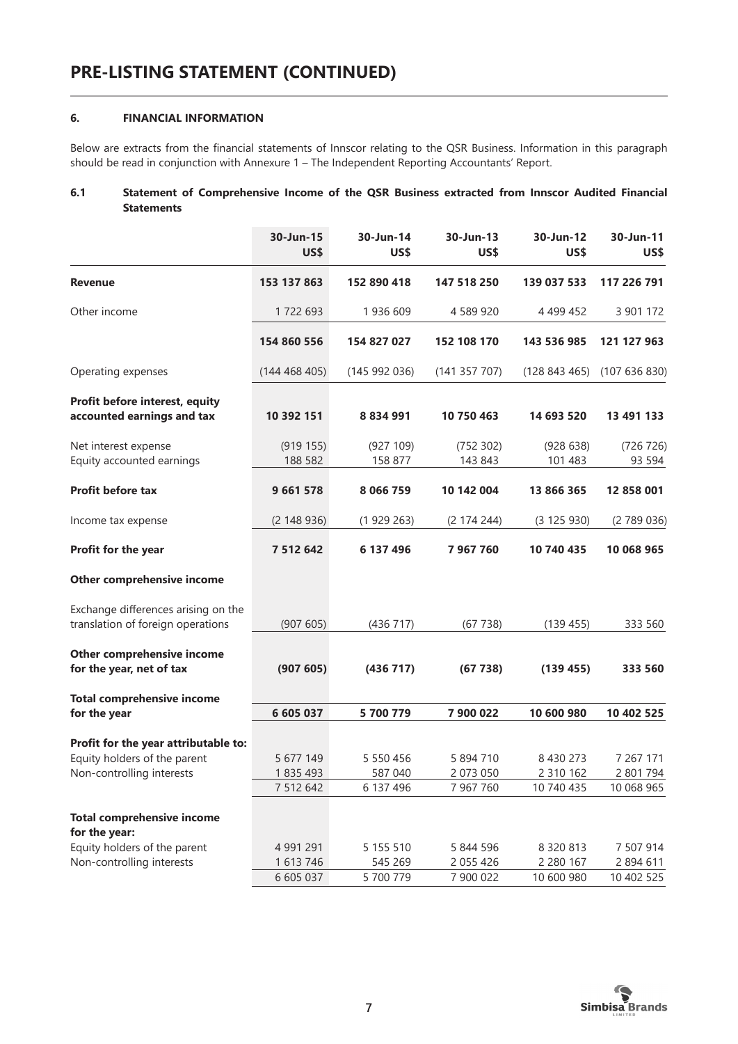# PRE-LISTING STATEMENT (CONTINUED)

## 6. FINANCIAL INFORMATION

Below are extracts from the financial statements of Innscor relating to the QSR Business. Information in this paragraph should be read in conjunction with Annexure 1 – The Independent Reporting Accountants' Report.

### 6.1 Statement of Comprehensive Income of the QSR Business extracted from Innscor Audited Financial Statements

| | 30-Jun-15 US$ | 30-Jun-14 US$ | 30-Jun-13 US$ | 30-Jun-12 US$ | 30-Jun-11 US$ |
|---|---|---|---|---|---|
| **Revenue** | **153 137 863** | **152 890 418** | **147 518 250** | **139 037 533** | **117 226 791** |
| Other income | 1 722 693 | 1 936 609 | 4 589 920 | 4 499 452 | 3 901 172 |
| | **154 860 556** | **154 827 027** | **152 108 170** | **143 536 985** | **121 127 963** |
| Operating expenses | (144 468 405) | (145 992 036) | (141 357 707) | (128 843 465) | (107 636 830) |
| **Profit before interest, equity accounted earnings and tax** | **10 392 151** | **8 834 991** | **10 750 463** | **14 693 520** | **13 491 133** |
| Net interest expense | (919 155) | (927 109) | (752 302) | (928 638) | (726 726) |
| Equity accounted earnings | 188 582 | 158 877 | 143 843 | 101 483 | 93 594 |
| **Profit before tax** | **9 661 578** | **8 066 759** | **10 142 004** | **13 866 365** | **12 858 001** |
| Income tax expense | (2 148 936) | (1 929 263) | (2 174 244) | (3 125 930) | (2 789 036) |
| **Profit for the year** | **7 512 642** | **6 137 496** | **7 967 760** | **10 740 435** | **10 068 965** |
| **Other comprehensive income** | | | | | |
| Exchange differences arising on the translation of foreign operations | (907 605) | (436 717) | (67 738) | (139 455) | 333 560 |
| **Other comprehensive income for the year, net of tax** | **(907 605)** | **(436 717)** | **(67 738)** | **(139 455)** | **333 560** |
| **Total comprehensive income for the year** | **6 605 037** | **5 700 779** | **7 900 022** | **10 600 980** | **10 402 525** |
| **Profit for the year attributable to:** | | | | | |
| Equity holders of the parent | 5 677 149 | 5 550 456 | 5 894 710 | 8 430 273 | 7 267 171 |
| Non-controlling interests | 1 835 493 | 587 040 | 2 073 050 | 2 310 162 | 2 801 794 |
| | 7 512 642 | 6 137 496 | 7 967 760 | 10 740 435 | 10 068 965 |
| **Total comprehensive income for the year:** | | | | | |
| Equity holders of the parent | 4 991 291 | 5 155 510 | 5 844 596 | 8 320 813 | 7 507 914 |
| Non-controlling interests | 1 613 746 | 545 269 | 2 055 426 | 2 280 167 | 2 894 611 |
| | 6 605 037 | 5 700 779 | 7 900 022 | 10 600 980 | 10 402 525 |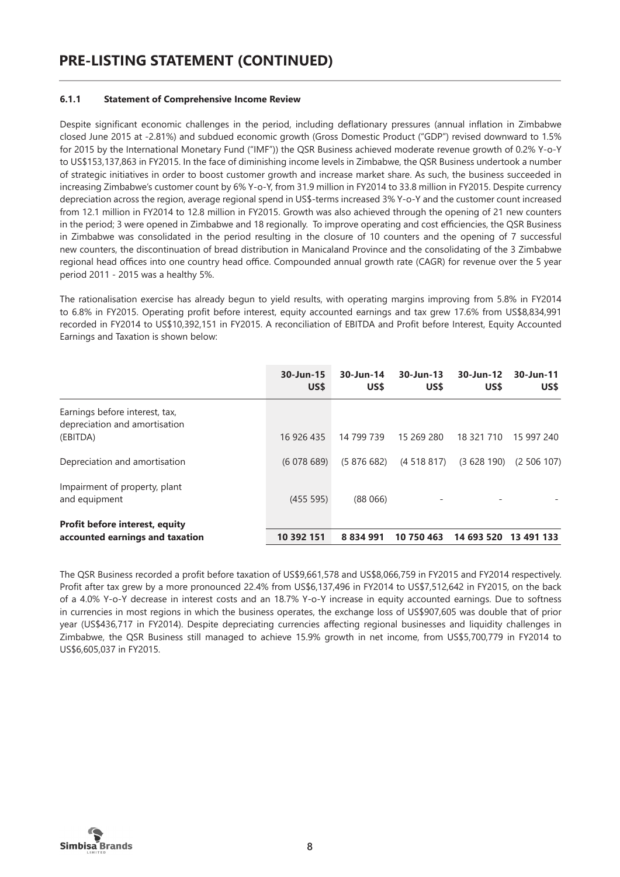# PRE-LISTING STATEMENT (CONTINUED)

### 6.1.1 Statement of Comprehensive Income Review

Despite significant economic challenges in the period, including deflationary pressures (annual inflation in Zimbabwe closed June 2015 at -2.81%) and subdued economic growth (Gross Domestic Product ("GDP") revised downward to 1.5% for 2015 by the International Monetary Fund ("IMF")) the QSR Business achieved moderate revenue growth of 0.2% Y-o-Y to US$153,137,863 in FY2015. In the face of diminishing income levels in Zimbabwe, the QSR Business undertook a number of strategic initiatives in order to boost customer growth and increase market share. As such, the business succeeded in increasing Zimbabwe's customer count by 6% Y-o-Y, from 31.9 million in FY2014 to 33.8 million in FY2015. Despite currency depreciation across the region, average regional spend in US$-terms increased 3% Y-o-Y and the customer count increased from 12.1 million in FY2014 to 12.8 million in FY2015. Growth was also achieved through the opening of 21 new counters in the period; 3 were opened in Zimbabwe and 18 regionally. To improve operating and cost efficiencies, the QSR Business in Zimbabwe was consolidated in the period resulting in the closure of 10 counters and the opening of 7 successful new counters, the discontinuation of bread distribution in Manicaland Province and the consolidating of the 3 Zimbabwe regional head offices into one country head office. Compounded annual growth rate (CAGR) for revenue over the 5 year period 2011 - 2015 was a healthy 5%.

The rationalisation exercise has already begun to yield results, with operating margins improving from 5.8% in FY2014 to 6.8% in FY2015. Operating profit before interest, equity accounted earnings and tax grew 17.6% from US$8,834,991 recorded in FY2014 to US$10,392,151 in FY2015. A reconciliation of EBITDA and Profit before Interest, Equity Accounted Earnings and Taxation is shown below:

| | 30-Jun-15 US$ | 30-Jun-14 US$ | 30-Jun-13 US$ | 30-Jun-12 US$ | 30-Jun-11 US$ |
|---|---|---|---|---|---|
| Earnings before interest, tax, depreciation and amortisation (EBITDA) | 16 926 435 | 14 799 739 | 15 269 280 | 18 321 710 | 15 997 240 |
| Depreciation and amortisation | (6 078 689) | (5 876 682) | (4 518 817) | (3 628 190) | (2 506 107) |
| Impairment of property, plant and equipment | (455 595) | (88 066) | - | - | - |
| **Profit before interest, equity accounted earnings and taxation** | **10 392 151** | **8 834 991** | **10 750 463** | **14 693 520** | **13 491 133** |

The QSR Business recorded a profit before taxation of US$9,661,578 and US$8,066,759 in FY2015 and FY2014 respectively. Profit after tax grew by a more pronounced 22.4% from US$6,137,496 in FY2014 to US$7,512,642 in FY2015, on the back of a 4.0% Y-o-Y decrease in interest costs and an 18.7% Y-o-Y increase in equity accounted earnings. Due to softness in currencies in most regions in which the business operates, the exchange loss of US$907,605 was double that of prior year (US$436,717 in FY2014). Despite depreciating currencies affecting regional businesses and liquidity challenges in Zimbabwe, the QSR Business still managed to achieve 15.9% growth in net income, from US$5,700,779 in FY2014 to US$6,605,037 in FY2015.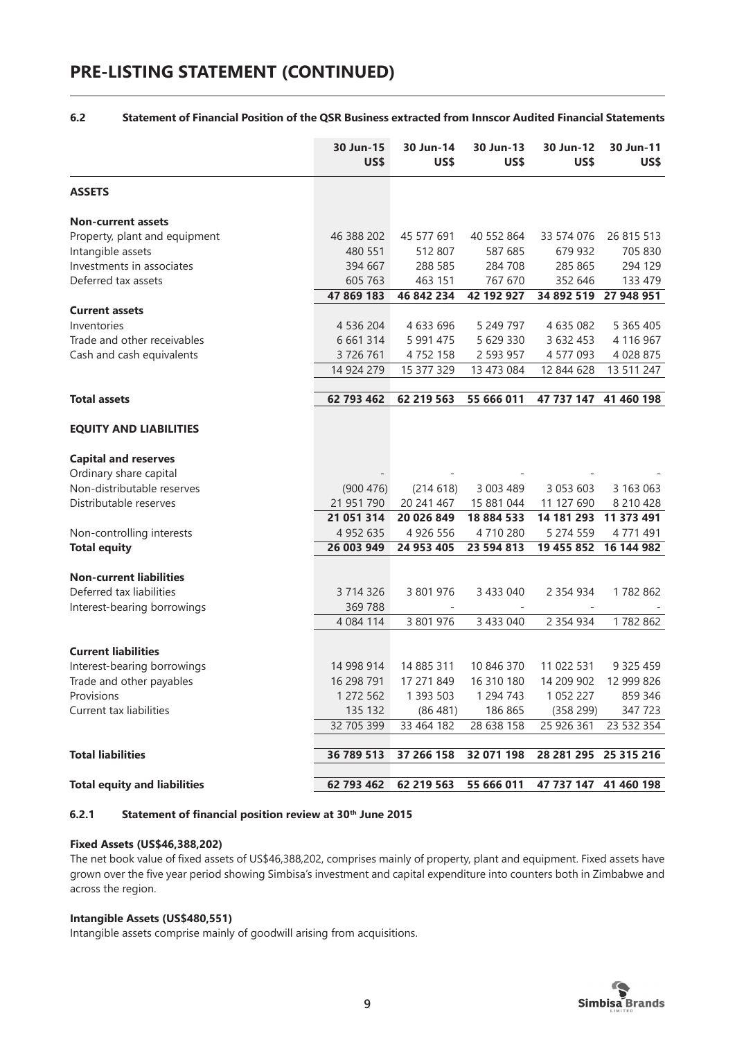# PRE-LISTING STATEMENT (CONTINUED)

### 6.2 Statement of Financial Position of the QSR Business extracted from Innscor Audited Financial Statements

| | 30 Jun-15 US$ | 30 Jun-14 US$ | 30 Jun-13 US$ | 30 Jun-12 US$ | 30 Jun-11 US$ |
|---|---|---|---|---|---|
| **ASSETS** | | | | | |
| **Non-current assets** | | | | | |
| Property, plant and equipment | 46 388 202 | 45 577 691 | 40 552 864 | 33 574 076 | 26 815 513 |
| Intangible assets | 480 551 | 512 807 | 587 685 | 679 932 | 705 830 |
| Investments in associates | 394 667 | 288 585 | 284 708 | 285 865 | 294 129 |
| Deferred tax assets | 605 763 | 463 151 | 767 670 | 352 646 | 133 479 |
| | **47 869 183** | **46 842 234** | **42 192 927** | **34 892 519** | **27 948 951** |
| **Current assets** | | | | | |
| Inventories | 4 536 204 | 4 633 696 | 5 249 797 | 4 635 082 | 5 365 405 |
| Trade and other receivables | 6 661 314 | 5 991 475 | 5 629 330 | 3 632 453 | 4 116 967 |
| Cash and cash equivalents | 3 726 761 | 4 752 158 | 2 593 957 | 4 577 093 | 4 028 875 |
| | 14 924 279 | 15 377 329 | 13 473 084 | 12 844 628 | 13 511 247 |
| **Total assets** | **62 793 462** | **62 219 563** | **55 666 011** | **47 737 147** | **41 460 198** |
| **EQUITY AND LIABILITIES** | | | | | |
| **Capital and reserves** | | | | | |
| Ordinary share capital | - | - | - | - | - |
| Non-distributable reserves | (900 476) | (214 618) | 3 003 489 | 3 053 603 | 3 163 063 |
| Distributable reserves | 21 951 790 | 20 241 467 | 15 881 044 | 11 127 690 | 8 210 428 |
| | **21 051 314** | **20 026 849** | **18 884 533** | **14 181 293** | **11 373 491** |
| Non-controlling interests | 4 952 635 | 4 926 556 | 4 710 280 | 5 274 559 | 4 771 491 |
| **Total equity** | **26 003 949** | **24 953 405** | **23 594 813** | **19 455 852** | **16 144 982** |
| **Non-current liabilities** | | | | | |
| Deferred tax liabilities | 3 714 326 | 3 801 976 | 3 433 040 | 2 354 934 | 1 782 862 |
| Interest-bearing borrowings | 369 788 | - | - | - | - |
| | 4 084 114 | 3 801 976 | 3 433 040 | 2 354 934 | 1 782 862 |
| **Current liabilities** | | | | | |
| Interest-bearing borrowings | 14 998 914 | 14 885 311 | 10 846 370 | 11 022 531 | 9 325 459 |
| Trade and other payables | 16 298 791 | 17 271 849 | 16 310 180 | 14 209 902 | 12 999 826 |
| Provisions | 1 272 562 | 1 393 503 | 1 294 743 | 1 052 227 | 859 346 |
| Current tax liabilities | 135 132 | (86 481) | 186 865 | (358 299) | 347 723 |
| | 32 705 399 | 33 464 182 | 28 638 158 | 25 926 361 | 23 532 354 |
| **Total liabilities** | **36 789 513** | **37 266 158** | **32 071 198** | **28 281 295** | **25 315 216** |
| **Total equity and liabilities** | **62 793 462** | **62 219 563** | **55 666 011** | **47 737 147** | **41 460 198** |

#### 6.2.1 Statement of financial position review at 30th June 2015

**Fixed Assets (US$46,388,202)**

The net book value of fixed assets of US$46,388,202, comprises mainly of property, plant and equipment. Fixed assets have grown over the five year period showing Simbisa's investment and capital expenditure into counters both in Zimbabwe and across the region.

**Intangible Assets (US$480,551)**

Intangible assets comprise mainly of goodwill arising from acquisitions.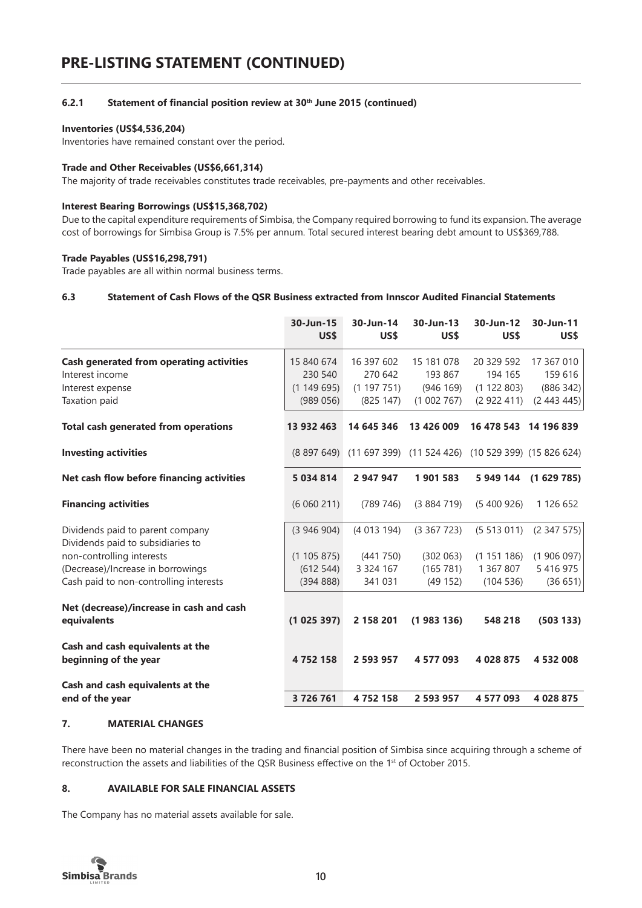# PRE-LISTING STATEMENT (CONTINUED)

#### 6.2.1 Statement of financial position review at 30th June 2015 (continued)

**Inventories (US$4,536,204)**

Inventories have remained constant over the period.

**Trade and Other Receivables (US$6,661,314)**

The majority of trade receivables constitutes trade receivables, pre-payments and other receivables.

**Interest Bearing Borrowings (US$15,368,702)**

Due to the capital expenditure requirements of Simbisa, the Company required borrowing to fund its expansion. The average cost of borrowings for Simbisa Group is 7.5% per annum. Total secured interest bearing debt amount to US$369,788.

**Trade Payables (US$16,298,791)**

Trade payables are all within normal business terms.

### 6.3 Statement of Cash Flows of the QSR Business extracted from Innscor Audited Financial Statements

| | 30-Jun-15 US$ | 30-Jun-14 US$ | 30-Jun-13 US$ | 30-Jun-12 US$ | 30-Jun-11 US$ |
|---|---|---|---|---|---|
| **Cash generated from operating activities** | 15 840 674 | 16 397 602 | 15 181 078 | 20 329 592 | 17 367 010 |
| Interest income | 230 540 | 270 642 | 193 867 | 194 165 | 159 616 |
| Interest expense | (1 149 695) | (1 197 751) | (946 169) | (1 122 803) | (886 342) |
| Taxation paid | (989 056) | (825 147) | (1 002 767) | (2 922 411) | (2 443 445) |
| **Total cash generated from operations** | **13 932 463** | **14 645 346** | **13 426 009** | **16 478 543** | **14 196 839** |
| **Investing activities** | (8 897 649) | (11 697 399) | (11 524 426) | (10 529 399) | (15 826 624) |
| **Net cash flow before financing activities** | **5 034 814** | **2 947 947** | **1 901 583** | **5 949 144** | **(1 629 785)** |
| **Financing activities** | (6 060 211) | (789 746) | (3 884 719) | (5 400 926) | 1 126 652 |
| Dividends paid to parent company | (3 946 904) | (4 013 194) | (3 367 723) | (5 513 011) | (2 347 575) |
| Dividends paid to subsidiaries to non-controlling interests | (1 105 875) | (441 750) | (302 063) | (1 151 186) | (1 906 097) |
| (Decrease)/Increase in borrowings | (612 544) | 3 324 167 | (165 781) | 1 367 807 | 5 416 975 |
| Cash paid to non-controlling interests | (394 888) | 341 031 | (49 152) | (104 536) | (36 651) |
| **Net (decrease)/increase in cash and cash equivalents** | **(1 025 397)** | **2 158 201** | **(1 983 136)** | **548 218** | **(503 133)** |
| **Cash and cash equivalents at the beginning of the year** | **4 752 158** | **2 593 957** | **4 577 093** | **4 028 875** | **4 532 008** |
| **Cash and cash equivalents at the end of the year** | **3 726 761** | **4 752 158** | **2 593 957** | **4 577 093** | **4 028 875** |

## 7. MATERIAL CHANGES

There have been no material changes in the trading and financial position of Simbisa since acquiring through a scheme of reconstruction the assets and liabilities of the QSR Business effective on the 1st of October 2015.

## 8. AVAILABLE FOR SALE FINANCIAL ASSETS

The Company has no material assets available for sale.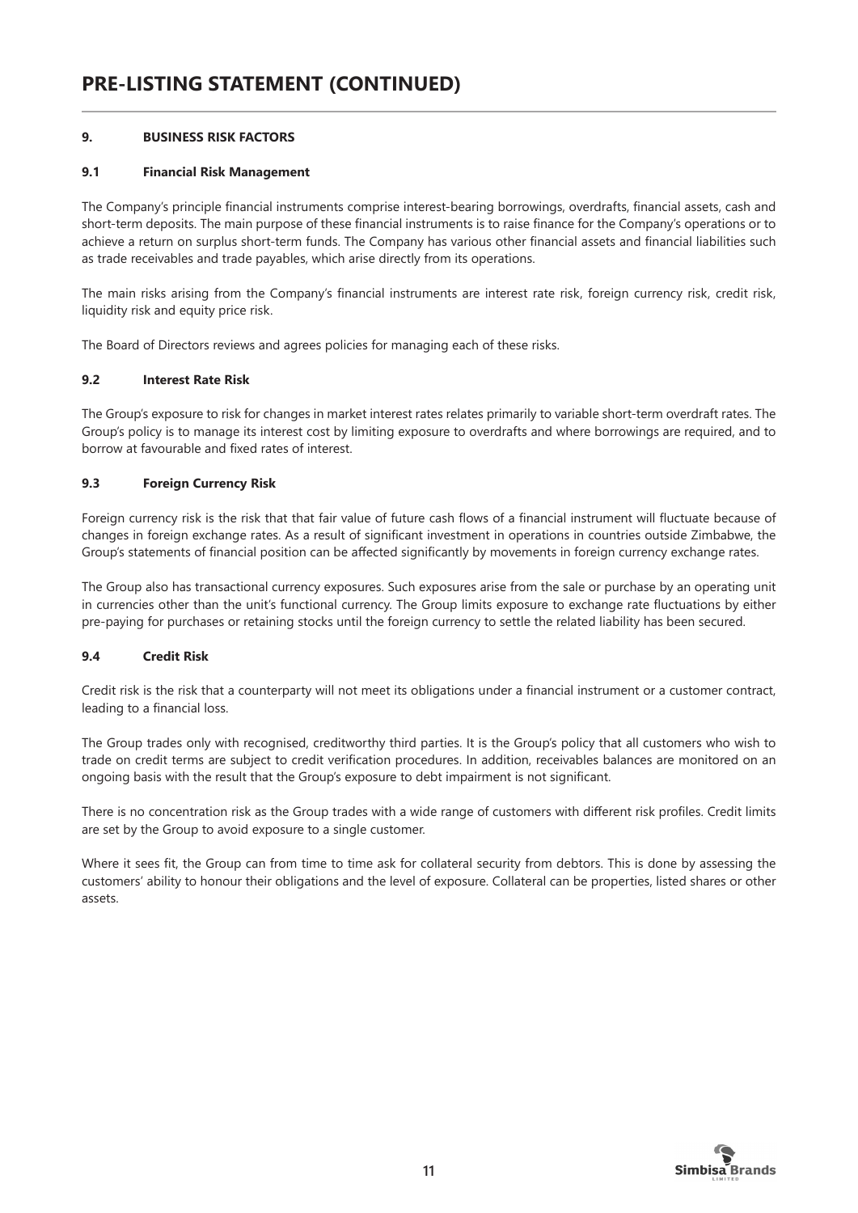# PRE-LISTING STATEMENT (CONTINUED)

## 9. BUSINESS RISK FACTORS

### 9.1 Financial Risk Management

The Company's principle financial instruments comprise interest-bearing borrowings, overdrafts, financial assets, cash and short-term deposits. The main purpose of these financial instruments is to raise finance for the Company's operations or to achieve a return on surplus short-term funds. The Company has various other financial assets and financial liabilities such as trade receivables and trade payables, which arise directly from its operations.

The main risks arising from the Company's financial instruments are interest rate risk, foreign currency risk, credit risk, liquidity risk and equity price risk.

The Board of Directors reviews and agrees policies for managing each of these risks.

### 9.2 Interest Rate Risk

The Group's exposure to risk for changes in market interest rates relates primarily to variable short-term overdraft rates. The Group's policy is to manage its interest cost by limiting exposure to overdrafts and where borrowings are required, and to borrow at favourable and fixed rates of interest.

### 9.3 Foreign Currency Risk

Foreign currency risk is the risk that that fair value of future cash flows of a financial instrument will fluctuate because of changes in foreign exchange rates. As a result of significant investment in operations in countries outside Zimbabwe, the Group's statements of financial position can be affected significantly by movements in foreign currency exchange rates.

The Group also has transactional currency exposures. Such exposures arise from the sale or purchase by an operating unit in currencies other than the unit's functional currency. The Group limits exposure to exchange rate fluctuations by either pre-paying for purchases or retaining stocks until the foreign currency to settle the related liability has been secured.

### 9.4 Credit Risk

Credit risk is the risk that a counterparty will not meet its obligations under a financial instrument or a customer contract, leading to a financial loss.

The Group trades only with recognised, creditworthy third parties. It is the Group's policy that all customers who wish to trade on credit terms are subject to credit verification procedures. In addition, receivables balances are monitored on an ongoing basis with the result that the Group's exposure to debt impairment is not significant.

There is no concentration risk as the Group trades with a wide range of customers with different risk profiles. Credit limits are set by the Group to avoid exposure to a single customer.

Where it sees fit, the Group can from time to time ask for collateral security from debtors. This is done by assessing the customers' ability to honour their obligations and the level of exposure. Collateral can be properties, listed shares or other assets.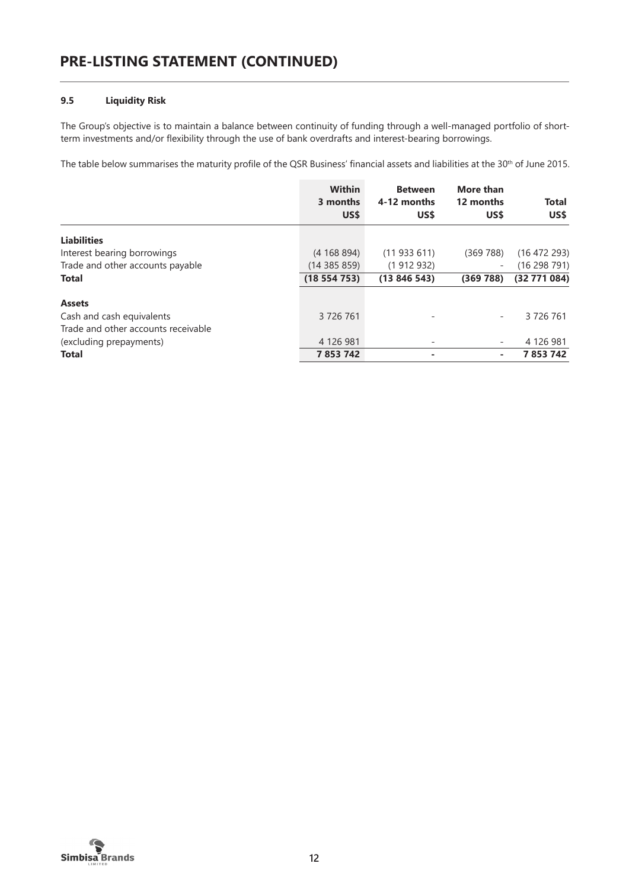### 9.5 Liquidity Risk

The Group's objective is to maintain a balance between continuity of funding through a well-managed portfolio of short-term investments and/or flexibility through the use of bank overdrafts and interest-bearing borrowings.

The table below summarises the maturity profile of the QSR Business' financial assets and liabilities at the 30th of June 2015.

| | Within 3 months US$ | Between 4-12 months US$ | More than 12 months US$ | Total US$ |
|---|---|---|---|---|
| **Liabilities** | | | | |
| Interest bearing borrowings | (4 168 894) | (11 933 611) | (369 788) | (16 472 293) |
| Trade and other accounts payable | (14 385 859) | (1 912 932) | - | (16 298 791) |
| **Total** | **(18 554 753)** | **(13 846 543)** | **(369 788)** | **(32 771 084)** |
| **Assets** | | | | |
| Cash and cash equivalents | 3 726 761 | - | - | 3 726 761 |
| Trade and other accounts receivable (excluding prepayments) | 4 126 981 | - | - | 4 126 981 |
| **Total** | **7 853 742** | **-** | **-** | **7 853 742** |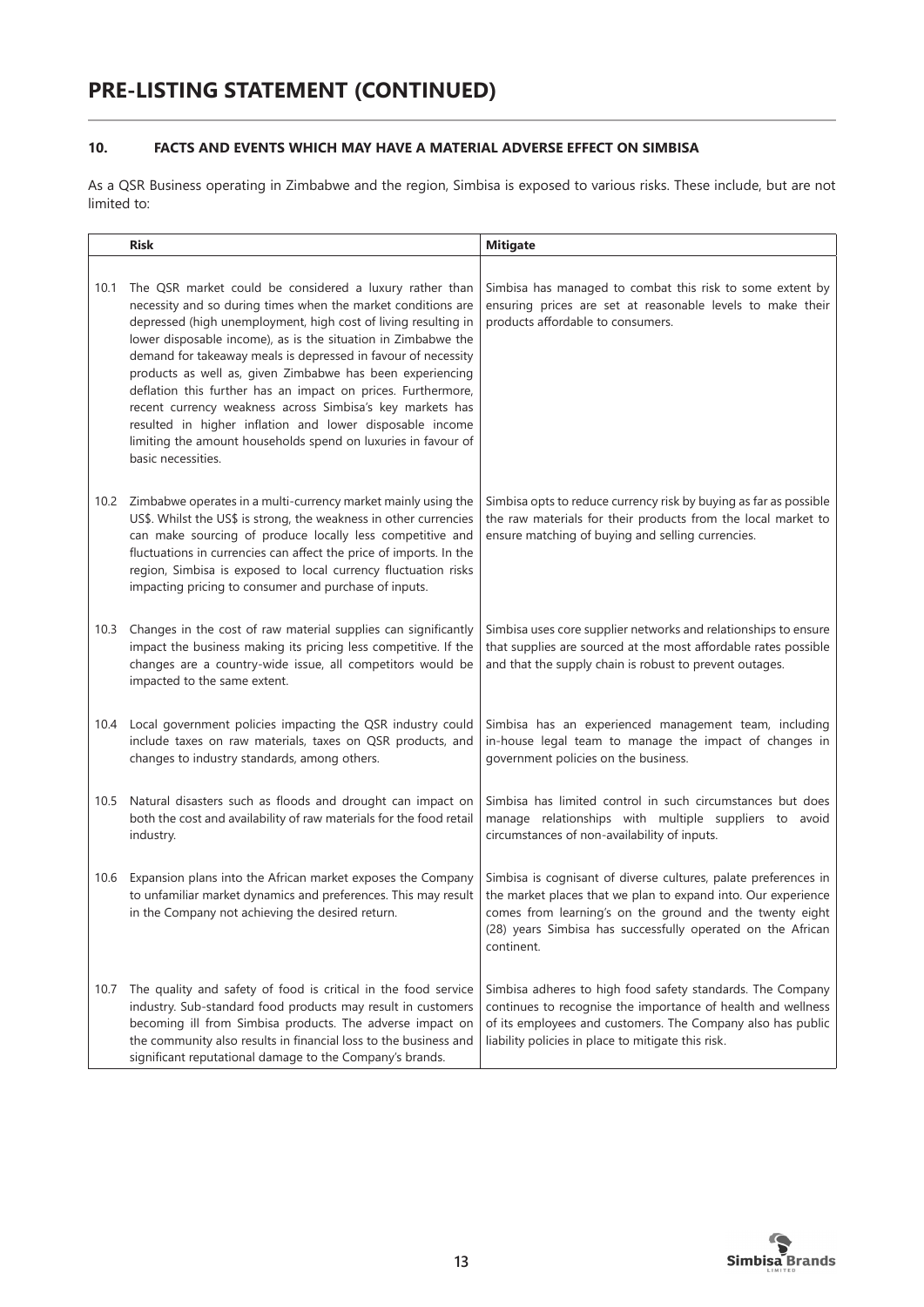# PRE-LISTING STATEMENT (CONTINUED)

## 10. FACTS AND EVENTS WHICH MAY HAVE A MATERIAL ADVERSE EFFECT ON SIMBISA

As a QSR Business operating in Zimbabwe and the region, Simbisa is exposed to various risks. These include, but are not limited to:

| | Risk | Mitigate |
|---|---|---|
| 10.1 | The QSR market could be considered a luxury rather than necessity and so during times when the market conditions are depressed (high unemployment, high cost of living resulting in lower disposable income), as is the situation in Zimbabwe the demand for takeaway meals is depressed in favour of necessity products as well as, given Zimbabwe has been experiencing deflation this further has an impact on prices. Furthermore, recent currency weakness across Simbisa's key markets has resulted in higher inflation and lower disposable income limiting the amount households spend on luxuries in favour of basic necessities. | Simbisa has managed to combat this risk to some extent by ensuring prices are set at reasonable levels to make their products affordable to consumers. |
| 10.2 | Zimbabwe operates in a multi-currency market mainly using the US$. Whilst the US$ is strong, the weakness in other currencies can make sourcing of produce locally less competitive and fluctuations in currencies can affect the price of imports. In the region, Simbisa is exposed to local currency fluctuation risks impacting pricing to consumer and purchase of inputs. | Simbisa opts to reduce currency risk by buying as far as possible the raw materials for their products from the local market to ensure matching of buying and selling currencies. |
| 10.3 | Changes in the cost of raw material supplies can significantly impact the business making its pricing less competitive. If the changes are a country-wide issue, all competitors would be impacted to the same extent. | Simbisa uses core supplier networks and relationships to ensure that supplies are sourced at the most affordable rates possible and that the supply chain is robust to prevent outages. |
| 10.4 | Local government policies impacting the QSR industry could include taxes on raw materials, taxes on QSR products, and changes to industry standards, among others. | Simbisa has an experienced management team, including in-house legal team to manage the impact of changes in government policies on the business. |
| 10.5 | Natural disasters such as floods and drought can impact on both the cost and availability of raw materials for the food retail industry. | Simbisa has limited control in such circumstances but does manage relationships with multiple suppliers to avoid circumstances of non-availability of inputs. |
| 10.6 | Expansion plans into the African market exposes the Company to unfamiliar market dynamics and preferences. This may result in the Company not achieving the desired return. | Simbisa is cognisant of diverse cultures, palate preferences in the market places that we plan to expand into. Our experience comes from learning's on the ground and the twenty eight (28) years Simbisa has successfully operated on the African continent. |
| 10.7 | The quality and safety of food is critical in the food service industry. Sub-standard food products may result in customers becoming ill from Simbisa products. The adverse impact on the community also results in financial loss to the business and significant reputational damage to the Company's brands. | Simbisa adheres to high food safety standards. The Company continues to recognise the importance of health and wellness of its employees and customers. The Company also has public liability policies in place to mitigate this risk. |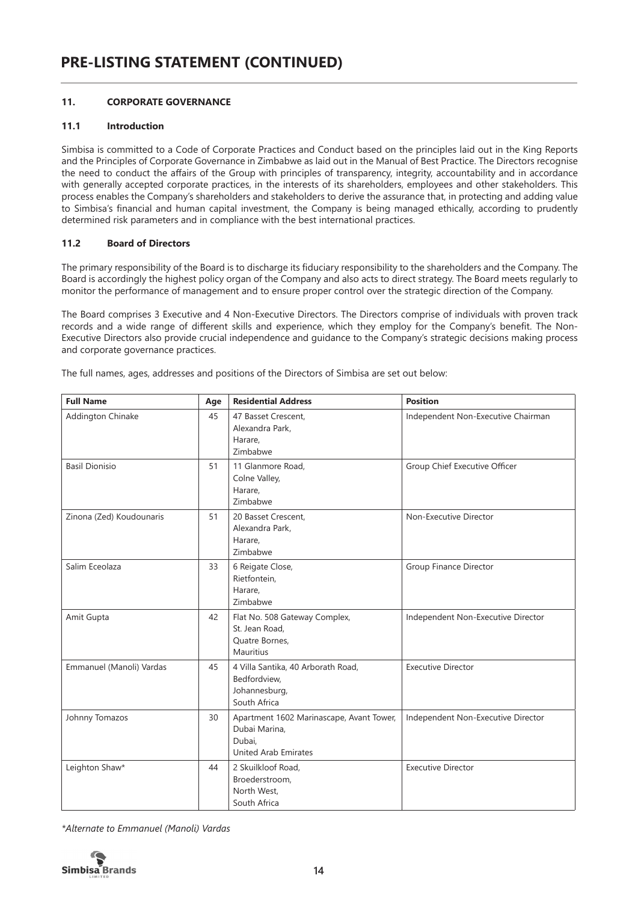## 11. CORPORATE GOVERNANCE

### 11.1 Introduction

Simbisa is committed to a Code of Corporate Practices and Conduct based on the principles laid out in the King Reports and the Principles of Corporate Governance in Zimbabwe as laid out in the Manual of Best Practice. The Directors recognise the need to conduct the affairs of the Group with principles of transparency, integrity, accountability and in accordance with generally accepted corporate practices, in the interests of its shareholders, employees and other stakeholders. This process enables the Company's shareholders and stakeholders to derive the assurance that, in protecting and adding value to Simbisa's financial and human capital investment, the Company is being managed ethically, according to prudently determined risk parameters and in compliance with the best international practices.

### 11.2 Board of Directors

The primary responsibility of the Board is to discharge its fiduciary responsibility to the shareholders and the Company. The Board is accordingly the highest policy organ of the Company and also acts to direct strategy. The Board meets regularly to monitor the performance of management and to ensure proper control over the strategic direction of the Company.

The Board comprises 3 Executive and 4 Non-Executive Directors. The Directors comprise of individuals with proven track records and a wide range of different skills and experience, which they employ for the Company's benefit. The Non-Executive Directors also provide crucial independence and guidance to the Company's strategic decisions making process and corporate governance practices.

The full names, ages, addresses and positions of the Directors of Simbisa are set out below:

| Full Name | Age | Residential Address | Position |
|---|---|---|---|
| Addington Chinake | 45 | 47 Basset Crescent, Alexandra Park, Harare, Zimbabwe | Independent Non-Executive Chairman |
| Basil Dionisio | 51 | 11 Glanmore Road, Colne Valley, Harare, Zimbabwe | Group Chief Executive Officer |
| Zinona (Zed) Koudounaris | 51 | 20 Basset Crescent, Alexandra Park, Harare, Zimbabwe | Non-Executive Director |
| Salim Eceolaza | 33 | 6 Reigate Close, Rietfontein, Harare, Zimbabwe | Group Finance Director |
| Amit Gupta | 42 | Flat No. 508 Gateway Complex, St. Jean Road, Quatre Bornes, Mauritius | Independent Non-Executive Director |
| Emmanuel (Manoli) Vardas | 45 | 4 Villa Santika, 40 Arborath Road, Bedfordview, Johannesburg, South Africa | Executive Director |
| Johnny Tomazos | 30 | Apartment 1602 Marinascape, Avant Tower, Dubai Marina, Dubai, United Arab Emirates | Independent Non-Executive Director |
| Leighton Shaw* | 44 | 2 Skuilkloof Road, Broederstroom, North West, South Africa | Executive Director |

*\*Alternate to Emmanuel (Manoli) Vardas*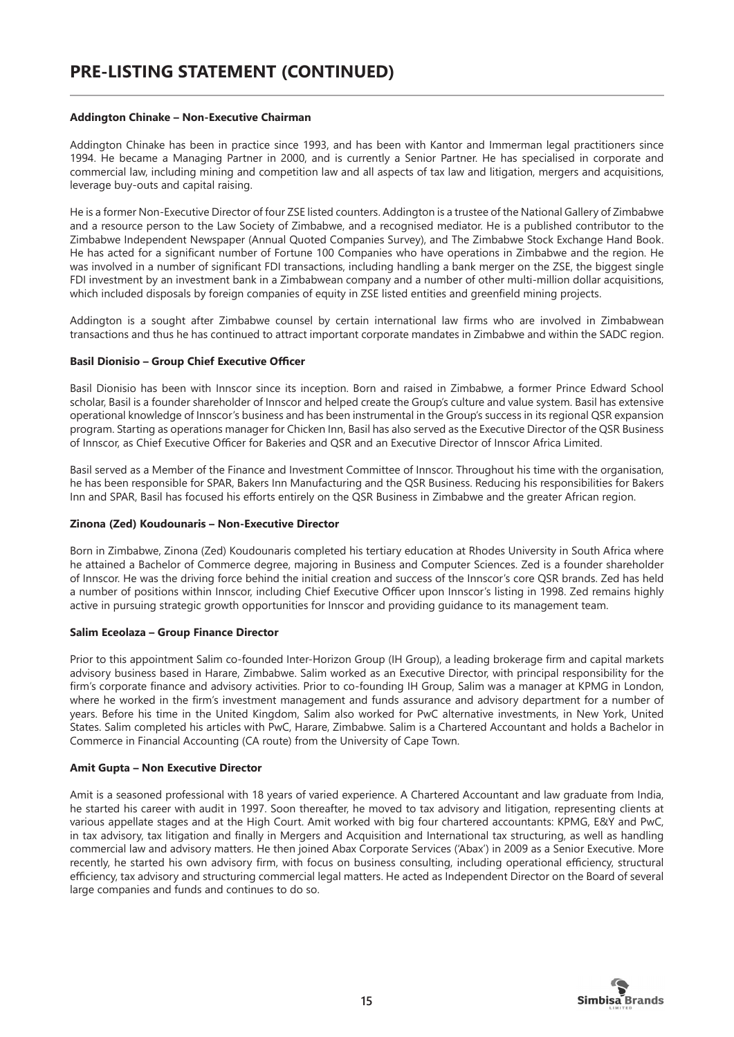# PRE-LISTING STATEMENT (CONTINUED)

**Addington Chinake – Non-Executive Chairman**

Addington Chinake has been in practice since 1993, and has been with Kantor and Immerman legal practitioners since 1994. He became a Managing Partner in 2000, and is currently a Senior Partner. He has specialised in corporate and commercial law, including mining and competition law and all aspects of tax law and litigation, mergers and acquisitions, leverage buy-outs and capital raising.

He is a former Non-Executive Director of four ZSE listed counters. Addington is a trustee of the National Gallery of Zimbabwe and a resource person to the Law Society of Zimbabwe, and a recognised mediator. He is a published contributor to the Zimbabwe Independent Newspaper (Annual Quoted Companies Survey), and The Zimbabwe Stock Exchange Hand Book. He has acted for a significant number of Fortune 100 Companies who have operations in Zimbabwe and the region. He was involved in a number of significant FDI transactions, including handling a bank merger on the ZSE, the biggest single FDI investment by an investment bank in a Zimbabwean company and a number of other multi-million dollar acquisitions, which included disposals by foreign companies of equity in ZSE listed entities and greenfield mining projects.

Addington is a sought after Zimbabwe counsel by certain international law firms who are involved in Zimbabwean transactions and thus he has continued to attract important corporate mandates in Zimbabwe and within the SADC region.

**Basil Dionisio – Group Chief Executive Officer**

Basil Dionisio has been with Innscor since its inception. Born and raised in Zimbabwe, a former Prince Edward School scholar, Basil is a founder shareholder of Innscor and helped create the Group's culture and value system. Basil has extensive operational knowledge of Innscor's business and has been instrumental in the Group's success in its regional QSR expansion program. Starting as operations manager for Chicken Inn, Basil has also served as the Executive Director of the QSR Business of Innscor, as Chief Executive Officer for Bakeries and QSR and an Executive Director of Innscor Africa Limited.

Basil served as a Member of the Finance and Investment Committee of Innscor. Throughout his time with the organisation, he has been responsible for SPAR, Bakers Inn Manufacturing and the QSR Business. Reducing his responsibilities for Bakers Inn and SPAR, Basil has focused his efforts entirely on the QSR Business in Zimbabwe and the greater African region.

**Zinona (Zed) Koudounaris – Non-Executive Director**

Born in Zimbabwe, Zinona (Zed) Koudounaris completed his tertiary education at Rhodes University in South Africa where he attained a Bachelor of Commerce degree, majoring in Business and Computer Sciences. Zed is a founder shareholder of Innscor. He was the driving force behind the initial creation and success of the Innscor's core QSR brands. Zed has held a number of positions within Innscor, including Chief Executive Officer upon Innscor's listing in 1998. Zed remains highly active in pursuing strategic growth opportunities for Innscor and providing guidance to its management team.

**Salim Eceolaza – Group Finance Director**

Prior to this appointment Salim co-founded Inter-Horizon Group (IH Group), a leading brokerage firm and capital markets advisory business based in Harare, Zimbabwe. Salim worked as an Executive Director, with principal responsibility for the firm's corporate finance and advisory activities. Prior to co-founding IH Group, Salim was a manager at KPMG in London, where he worked in the firm's investment management and funds assurance and advisory department for a number of years. Before his time in the United Kingdom, Salim also worked for PwC alternative investments, in New York, United States. Salim completed his articles with PwC, Harare, Zimbabwe. Salim is a Chartered Accountant and holds a Bachelor in Commerce in Financial Accounting (CA route) from the University of Cape Town.

**Amit Gupta – Non Executive Director**

Amit is a seasoned professional with 18 years of varied experience. A Chartered Accountant and law graduate from India, he started his career with audit in 1997. Soon thereafter, he moved to tax advisory and litigation, representing clients at various appellate stages and at the High Court. Amit worked with big four chartered accountants: KPMG, E&Y and PwC, in tax advisory, tax litigation and finally in Mergers and Acquisition and International tax structuring, as well as handling commercial law and advisory matters. He then joined Abax Corporate Services ('Abax') in 2009 as a Senior Executive. More recently, he started his own advisory firm, with focus on business consulting, including operational efficiency, structural efficiency, tax advisory and structuring commercial legal matters. He acted as Independent Director on the Board of several large companies and funds and continues to do so.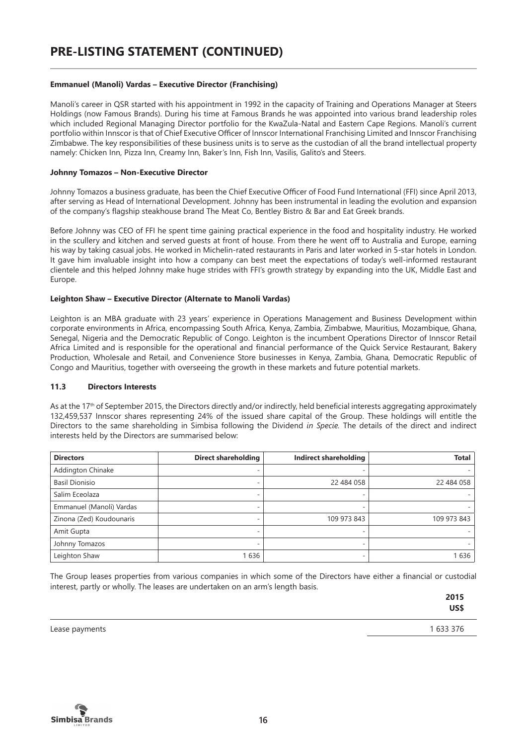# PRE-LISTING STATEMENT (CONTINUED)

**Emmanuel (Manoli) Vardas – Executive Director (Franchising)**

Manoli's career in QSR started with his appointment in 1992 in the capacity of Training and Operations Manager at Steers Holdings (now Famous Brands). During his time at Famous Brands he was appointed into various brand leadership roles which included Regional Managing Director portfolio for the KwaZula-Natal and Eastern Cape Regions. Manoli's current portfolio within Innscor is that of Chief Executive Officer of Innscor International Franchising Limited and Innscor Franchising Zimbabwe. The key responsibilities of these business units is to serve as the custodian of all the brand intellectual property namely: Chicken Inn, Pizza Inn, Creamy Inn, Baker's Inn, Fish Inn, Vasilis, Galito's and Steers.

**Johnny Tomazos – Non-Executive Director**

Johnny Tomazos a business graduate, has been the Chief Executive Officer of Food Fund International (FFI) since April 2013, after serving as Head of International Development. Johnny has been instrumental in leading the evolution and expansion of the company's flagship steakhouse brand The Meat Co, Bentley Bistro & Bar and Eat Greek brands.

Before Johnny was CEO of FFI he spent time gaining practical experience in the food and hospitality industry. He worked in the scullery and kitchen and served guests at front of house. From there he went off to Australia and Europe, earning his way by taking casual jobs. He worked in Michelin-rated restaurants in Paris and later worked in 5-star hotels in London. It gave him invaluable insight into how a company can best meet the expectations of today's well-informed restaurant clientele and this helped Johnny make huge strides with FFI's growth strategy by expanding into the UK, Middle East and Europe.

**Leighton Shaw – Executive Director (Alternate to Manoli Vardas)**

Leighton is an MBA graduate with 23 years' experience in Operations Management and Business Development within corporate environments in Africa, encompassing South Africa, Kenya, Zambia, Zimbabwe, Mauritius, Mozambique, Ghana, Senegal, Nigeria and the Democratic Republic of Congo. Leighton is the incumbent Operations Director of Innscor Retail Africa Limited and is responsible for the operational and financial performance of the Quick Service Restaurant, Bakery Production, Wholesale and Retail, and Convenience Store businesses in Kenya, Zambia, Ghana, Democratic Republic of Congo and Mauritius, together with overseeing the growth in these markets and future potential markets.

### 11.3 Directors Interests

As at the 17th of September 2015, the Directors directly and/or indirectly, held beneficial interests aggregating approximately 132,459,537 Innscor shares representing 24% of the issued share capital of the Group. These holdings will entitle the Directors to the same shareholding in Simbisa following the Dividend *in Specie*. The details of the direct and indirect interests held by the Directors are summarised below:

| Directors | Direct shareholding | Indirect shareholding | Total |
|---|---|---|---|
| Addington Chinake | - | - | - |
| Basil Dionisio | - | 22 484 058 | 22 484 058 |
| Salim Eceolaza | - | - | - |
| Emmanuel (Manoli) Vardas | - | - | - |
| Zinona (Zed) Koudounaris | - | 109 973 843 | 109 973 843 |
| Amit Gupta | - | - | - |
| Johnny Tomazos | - | - | - |
| Leighton Shaw | 1 636 | - | 1 636 |

The Group leases properties from various companies in which some of the Directors have either a financial or custodial interest, partly or wholly. The leases are undertaken on an arm's length basis.

| | 2015 US$ |
|---|---|
| Lease payments | 1 633 376 |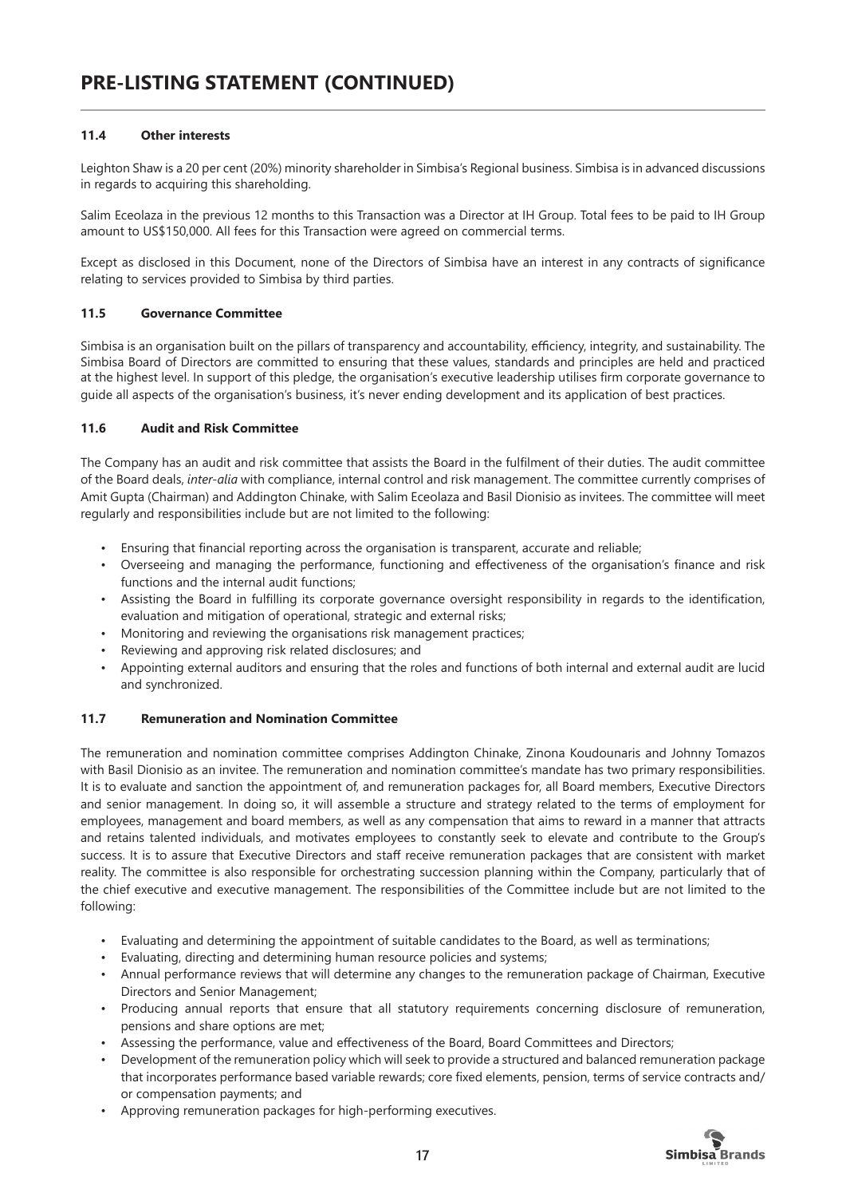### 11.4 Other interests

Leighton Shaw is a 20 per cent (20%) minority shareholder in Simbisa's Regional business. Simbisa is in advanced discussions in regards to acquiring this shareholding.

Salim Eceolaza in the previous 12 months to this Transaction was a Director at IH Group. Total fees to be paid to IH Group amount to US$150,000. All fees for this Transaction were agreed on commercial terms.

Except as disclosed in this Document, none of the Directors of Simbisa have an interest in any contracts of significance relating to services provided to Simbisa by third parties.

### 11.5 Governance Committee

Simbisa is an organisation built on the pillars of transparency and accountability, efficiency, integrity, and sustainability. The Simbisa Board of Directors are committed to ensuring that these values, standards and principles are held and practiced at the highest level. In support of this pledge, the organisation's executive leadership utilises firm corporate governance to guide all aspects of the organisation's business, it's never ending development and its application of best practices.

### 11.6 Audit and Risk Committee

The Company has an audit and risk committee that assists the Board in the fulfilment of their duties. The audit committee of the Board deals, *inter-alia* with compliance, internal control and risk management. The committee currently comprises of Amit Gupta (Chairman) and Addington Chinake, with Salim Eceolaza and Basil Dionisio as invitees. The committee will meet regularly and responsibilities include but are not limited to the following:

- Ensuring that financial reporting across the organisation is transparent, accurate and reliable;
- Overseeing and managing the performance, functioning and effectiveness of the organisation's finance and risk functions and the internal audit functions;
- Assisting the Board in fulfilling its corporate governance oversight responsibility in regards to the identification, evaluation and mitigation of operational, strategic and external risks;
- Monitoring and reviewing the organisations risk management practices;
- Reviewing and approving risk related disclosures; and
- Appointing external auditors and ensuring that the roles and functions of both internal and external audit are lucid and synchronized.

### 11.7 Remuneration and Nomination Committee

The remuneration and nomination committee comprises Addington Chinake, Zinona Koudounaris and Johnny Tomazos with Basil Dionisio as an invitee. The remuneration and nomination committee's mandate has two primary responsibilities. It is to evaluate and sanction the appointment of, and remuneration packages for, all Board members, Executive Directors and senior management. In doing so, it will assemble a structure and strategy related to the terms of employment for employees, management and board members, as well as any compensation that aims to reward in a manner that attracts and retains talented individuals, and motivates employees to constantly seek to elevate and contribute to the Group's success. It is to assure that Executive Directors and staff receive remuneration packages that are consistent with market reality. The committee is also responsible for orchestrating succession planning within the Company, particularly that of the chief executive and executive management. The responsibilities of the Committee include but are not limited to the following:

- Evaluating and determining the appointment of suitable candidates to the Board, as well as terminations;
- Evaluating, directing and determining human resource policies and systems;
- Annual performance reviews that will determine any changes to the remuneration package of Chairman, Executive Directors and Senior Management;
- Producing annual reports that ensure that all statutory requirements concerning disclosure of remuneration, pensions and share options are met;
- Assessing the performance, value and effectiveness of the Board, Board Committees and Directors;
- Development of the remuneration policy which will seek to provide a structured and balanced remuneration package that incorporates performance based variable rewards; core fixed elements, pension, terms of service contracts and/ or compensation payments; and
- Approving remuneration packages for high-performing executives.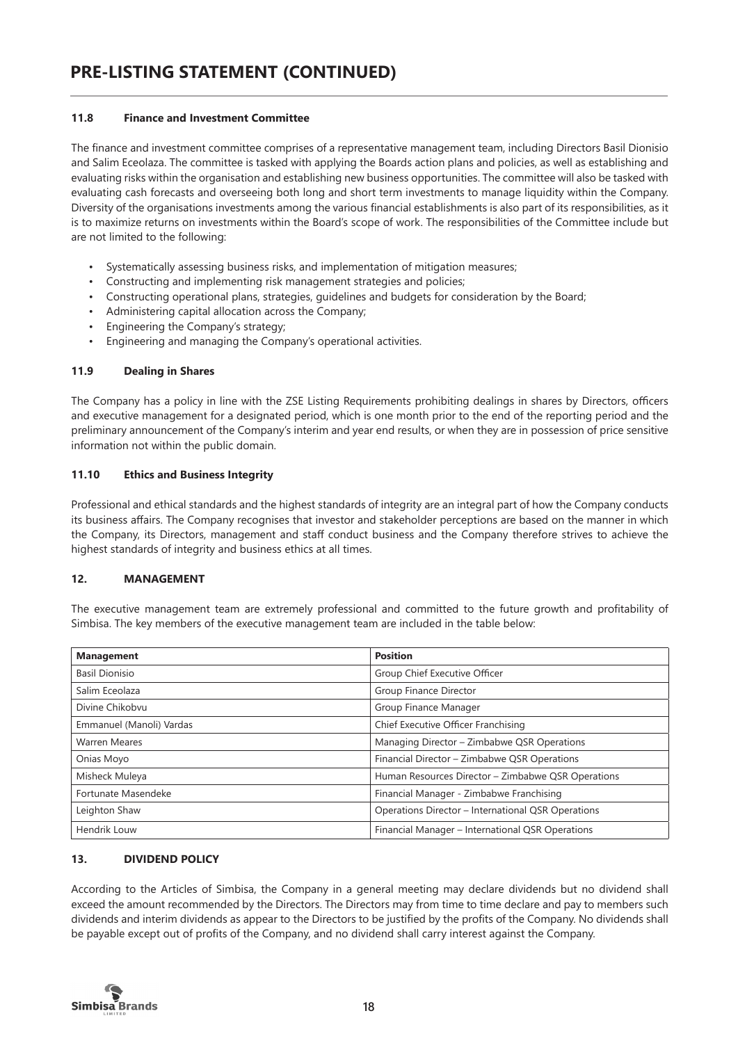### 11.8 Finance and Investment Committee

The finance and investment committee comprises of a representative management team, including Directors Basil Dionisio and Salim Eceolaza. The committee is tasked with applying the Boards action plans and policies, as well as establishing and evaluating risks within the organisation and establishing new business opportunities. The committee will also be tasked with evaluating cash forecasts and overseeing both long and short term investments to manage liquidity within the Company. Diversity of the organisations investments among the various financial establishments is also part of its responsibilities, as it is to maximize returns on investments within the Board's scope of work. The responsibilities of the Committee include but are not limited to the following:

- Systematically assessing business risks, and implementation of mitigation measures;
- Constructing and implementing risk management strategies and policies;
- Constructing operational plans, strategies, guidelines and budgets for consideration by the Board;
- Administering capital allocation across the Company;
- Engineering the Company's strategy;
- Engineering and managing the Company's operational activities.

### 11.9 Dealing in Shares

The Company has a policy in line with the ZSE Listing Requirements prohibiting dealings in shares by Directors, officers and executive management for a designated period, which is one month prior to the end of the reporting period and the preliminary announcement of the Company's interim and year end results, or when they are in possession of price sensitive information not within the public domain.

### 11.10 Ethics and Business Integrity

Professional and ethical standards and the highest standards of integrity are an integral part of how the Company conducts its business affairs. The Company recognises that investor and stakeholder perceptions are based on the manner in which the Company, its Directors, management and staff conduct business and the Company therefore strives to achieve the highest standards of integrity and business ethics at all times.

## 12. MANAGEMENT

The executive management team are extremely professional and committed to the future growth and profitability of Simbisa. The key members of the executive management team are included in the table below:

| Management | Position |
|---|---|
| Basil Dionisio | Group Chief Executive Officer |
| Salim Eceolaza | Group Finance Director |
| Divine Chikobvu | Group Finance Manager |
| Emmanuel (Manoli) Vardas | Chief Executive Officer Franchising |
| Warren Meares | Managing Director – Zimbabwe QSR Operations |
| Onias Moyo | Financial Director – Zimbabwe QSR Operations |
| Misheck Muleya | Human Resources Director – Zimbabwe QSR Operations |
| Fortunate Masendeke | Financial Manager - Zimbabwe Franchising |
| Leighton Shaw | Operations Director – International QSR Operations |
| Hendrik Louw | Financial Manager – International QSR Operations |

## 13. DIVIDEND POLICY

According to the Articles of Simbisa, the Company in a general meeting may declare dividends but no dividend shall exceed the amount recommended by the Directors. The Directors may from time to time declare and pay to members such dividends and interim dividends as appear to the Directors to be justified by the profits of the Company. No dividends shall be payable except out of profits of the Company, and no dividend shall carry interest against the Company.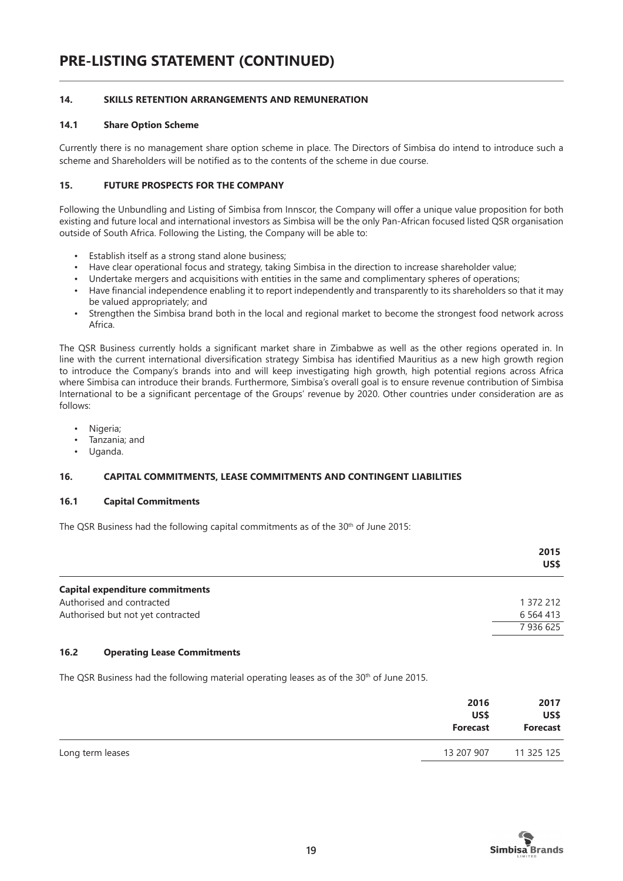# PRE-LISTING STATEMENT (CONTINUED)

### 14. SKILLS RETENTION ARRANGEMENTS AND REMUNERATION

#### 14.1 Share Option Scheme

Currently there is no management share option scheme in place. The Directors of Simbisa do intend to introduce such a scheme and Shareholders will be notified as to the contents of the scheme in due course.

### 15. FUTURE PROSPECTS FOR THE COMPANY

Following the Unbundling and Listing of Simbisa from Innscor, the Company will offer a unique value proposition for both existing and future local and international investors as Simbisa will be the only Pan-African focused listed QSR organisation outside of South Africa. Following the Listing, the Company will be able to:

- Establish itself as a strong stand alone business;
- Have clear operational focus and strategy, taking Simbisa in the direction to increase shareholder value;
- Undertake mergers and acquisitions with entities in the same and complimentary spheres of operations;
- Have financial independence enabling it to report independently and transparently to its shareholders so that it may be valued appropriately; and
- Strengthen the Simbisa brand both in the local and regional market to become the strongest food network across Africa.

The QSR Business currently holds a significant market share in Zimbabwe as well as the other regions operated in. In line with the current international diversification strategy Simbisa has identified Mauritius as a new high growth region to introduce the Company's brands into and will keep investigating high growth, high potential regions across Africa where Simbisa can introduce their brands. Furthermore, Simbisa's overall goal is to ensure revenue contribution of Simbisa International to be a significant percentage of the Groups' revenue by 2020. Other countries under consideration are as follows:

- Nigeria;
- Tanzania; and
- Uganda.

### 16. CAPITAL COMMITMENTS, LEASE COMMITMENTS AND CONTINGENT LIABILITIES

#### 16.1 Capital Commitments

The QSR Business had the following capital commitments as of the 30th of June 2015:

| | 2015 US$ |
|---|---|
| **Capital expenditure commitments** | |
| Authorised and contracted | 1 372 212 |
| Authorised but not yet contracted | 6 564 413 |
| | 7 936 625 |

#### 16.2 Operating Lease Commitments

The QSR Business had the following material operating leases as of the 30th of June 2015.

| | 2016 US$ Forecast | 2017 US$ Forecast |
|---|---|---|
| Long term leases | 13 207 907 | 11 325 125 |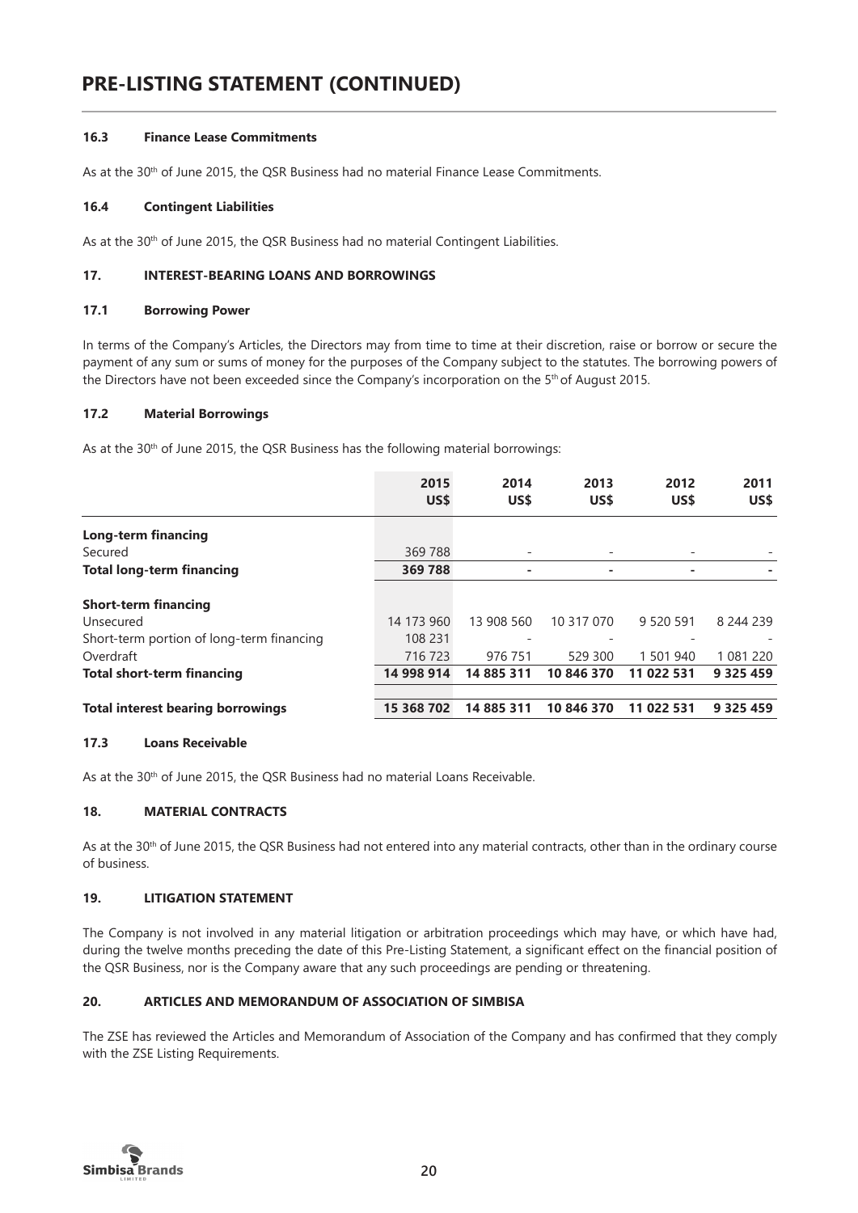## 16.3 Finance Lease Commitments

As at the 30th of June 2015, the QSR Business had no material Finance Lease Commitments.

## 16.4 Contingent Liabilities

As at the 30th of June 2015, the QSR Business had no material Contingent Liabilities.

# 17. INTEREST-BEARING LOANS AND BORROWINGS

## 17.1 Borrowing Power

In terms of the Company's Articles, the Directors may from time to time at their discretion, raise or borrow or secure the payment of any sum or sums of money for the purposes of the Company subject to the statutes. The borrowing powers of the Directors have not been exceeded since the Company's incorporation on the 5th of August 2015.

## 17.2 Material Borrowings

As at the 30th of June 2015, the QSR Business has the following material borrowings:

| | 2015 US$ | 2014 US$ | 2013 US$ | 2012 US$ | 2011 US$ |
|---|---|---|---|---|---|
| **Long-term financing** | | | | | |
| Secured | 369 788 | - | - | - | - |
| **Total long-term financing** | **369 788** | **-** | **-** | **-** | **-** |
| **Short-term financing** | | | | | |
| Unsecured | 14 173 960 | 13 908 560 | 10 317 070 | 9 520 591 | 8 244 239 |
| Short-term portion of long-term financing | 108 231 | - | - | - | - |
| Overdraft | 716 723 | 976 751 | 529 300 | 1 501 940 | 1 081 220 |
| **Total short-term financing** | **14 998 914** | **14 885 311** | **10 846 370** | **11 022 531** | **9 325 459** |
| **Total interest bearing borrowings** | **15 368 702** | **14 885 311** | **10 846 370** | **11 022 531** | **9 325 459** |

## 17.3 Loans Receivable

As at the 30th of June 2015, the QSR Business had no material Loans Receivable.

# 18. MATERIAL CONTRACTS

As at the 30th of June 2015, the QSR Business had not entered into any material contracts, other than in the ordinary course of business.

# 19. LITIGATION STATEMENT

The Company is not involved in any material litigation or arbitration proceedings which may have, or which have had, during the twelve months preceding the date of this Pre-Listing Statement, a significant effect on the financial position of the QSR Business, nor is the Company aware that any such proceedings are pending or threatening.

# 20. ARTICLES AND MEMORANDUM OF ASSOCIATION OF SIMBISA

The ZSE has reviewed the Articles and Memorandum of Association of the Company and has confirmed that they comply with the ZSE Listing Requirements.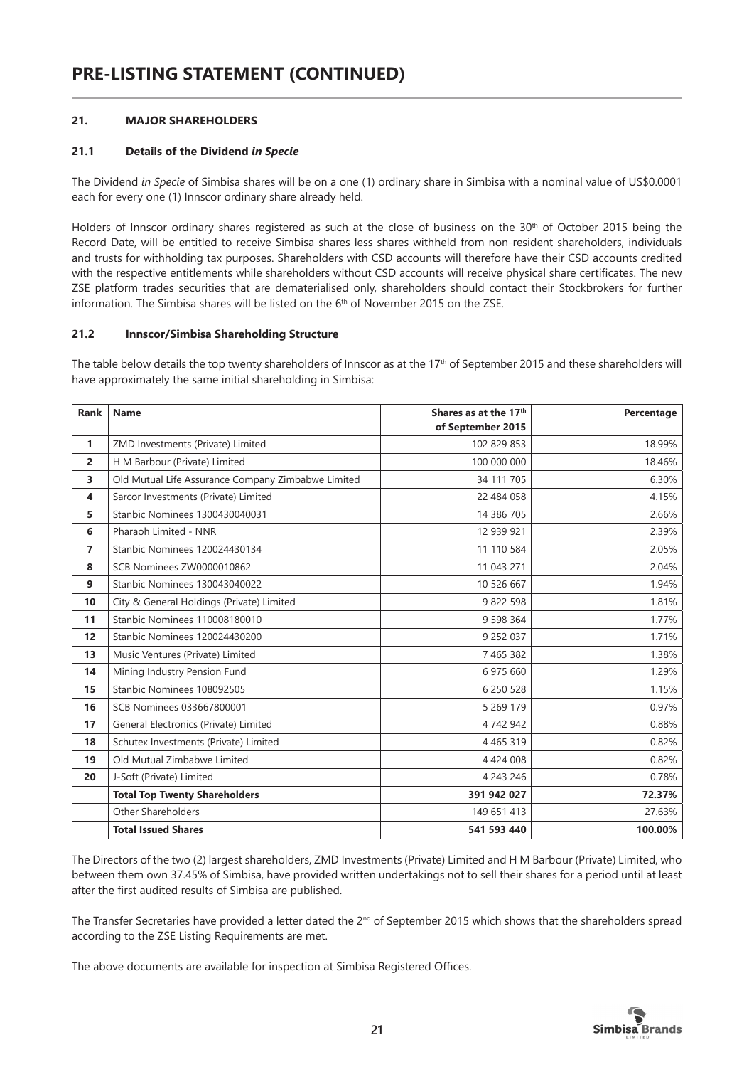# PRE-LISTING STATEMENT (CONTINUED)

## 21. MAJOR SHAREHOLDERS

### 21.1 Details of the Dividend *in Specie*

The Dividend *in Specie* of Simbisa shares will be on a one (1) ordinary share in Simbisa with a nominal value of US$0.0001 each for every one (1) Innscor ordinary share already held.

Holders of Innscor ordinary shares registered as such at the close of business on the 30th of October 2015 being the Record Date, will be entitled to receive Simbisa shares less shares withheld from non-resident shareholders, individuals and trusts for withholding tax purposes. Shareholders with CSD accounts will therefore have their CSD accounts credited with the respective entitlements while shareholders without CSD accounts will receive physical share certificates. The new ZSE platform trades securities that are dematerialised only, shareholders should contact their Stockbrokers for further information. The Simbisa shares will be listed on the 6th of November 2015 on the ZSE.

### 21.2 Innscor/Simbisa Shareholding Structure

The table below details the top twenty shareholders of Innscor as at the 17th of September 2015 and these shareholders will have approximately the same initial shareholding in Simbisa:

| Rank | Name | Shares as at the 17th of September 2015 | Percentage |
|---|---|---|---|
| 1 | ZMD Investments (Private) Limited | 102 829 853 | 18.99% |
| 2 | H M Barbour (Private) Limited | 100 000 000 | 18.46% |
| 3 | Old Mutual Life Assurance Company Zimbabwe Limited | 34 111 705 | 6.30% |
| 4 | Sarcor Investments (Private) Limited | 22 484 058 | 4.15% |
| 5 | Stanbic Nominees 1300430040031 | 14 386 705 | 2.66% |
| 6 | Pharaoh Limited - NNR | 12 939 921 | 2.39% |
| 7 | Stanbic Nominees 120024430134 | 11 110 584 | 2.05% |
| 8 | SCB Nominees ZW0000010862 | 11 043 271 | 2.04% |
| 9 | Stanbic Nominees 130043040022 | 10 526 667 | 1.94% |
| 10 | City & General Holdings (Private) Limited | 9 822 598 | 1.81% |
| 11 | Stanbic Nominees 110008180010 | 9 598 364 | 1.77% |
| 12 | Stanbic Nominees 120024430200 | 9 252 037 | 1.71% |
| 13 | Music Ventures (Private) Limited | 7 465 382 | 1.38% |
| 14 | Mining Industry Pension Fund | 6 975 660 | 1.29% |
| 15 | Stanbic Nominees 108092505 | 6 250 528 | 1.15% |
| 16 | SCB Nominees 033667800001 | 5 269 179 | 0.97% |
| 17 | General Electronics (Private) Limited | 4 742 942 | 0.88% |
| 18 | Schutex Investments (Private) Limited | 4 465 319 | 0.82% |
| 19 | Old Mutual Zimbabwe Limited | 4 424 008 | 0.82% |
| 20 | J-Soft (Private) Limited | 4 243 246 | 0.78% |
| | **Total Top Twenty Shareholders** | **391 942 027** | **72.37%** |
| | Other Shareholders | 149 651 413 | 27.63% |
| | **Total Issued Shares** | **541 593 440** | **100.00%** |

The Directors of the two (2) largest shareholders, ZMD Investments (Private) Limited and H M Barbour (Private) Limited, who between them own 37.45% of Simbisa, have provided written undertakings not to sell their shares for a period until at least after the first audited results of Simbisa are published.

The Transfer Secretaries have provided a letter dated the 2nd of September 2015 which shows that the shareholders spread according to the ZSE Listing Requirements are met.

The above documents are available for inspection at Simbisa Registered Offices.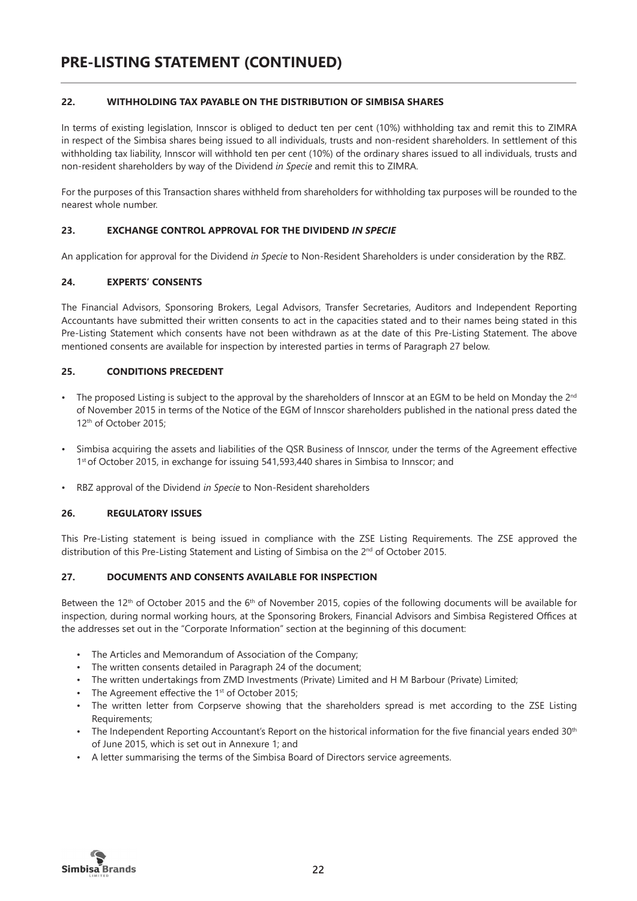# PRE-LISTING STATEMENT (CONTINUED)

### 22. WITHHOLDING TAX PAYABLE ON THE DISTRIBUTION OF SIMBISA SHARES

In terms of existing legislation, Innscor is obliged to deduct ten per cent (10%) withholding tax and remit this to ZIMRA in respect of the Simbisa shares being issued to all individuals, trusts and non-resident shareholders. In settlement of this withholding tax liability, Innscor will withhold ten per cent (10%) of the ordinary shares issued to all individuals, trusts and non-resident shareholders by way of the Dividend *in Specie* and remit this to ZIMRA.

For the purposes of this Transaction shares withheld from shareholders for withholding tax purposes will be rounded to the nearest whole number.

### 23. EXCHANGE CONTROL APPROVAL FOR THE DIVIDEND *IN SPECIE*

An application for approval for the Dividend *in Specie* to Non-Resident Shareholders is under consideration by the RBZ.

### 24. EXPERTS' CONSENTS

The Financial Advisors, Sponsoring Brokers, Legal Advisors, Transfer Secretaries, Auditors and Independent Reporting Accountants have submitted their written consents to act in the capacities stated and to their names being stated in this Pre-Listing Statement which consents have not been withdrawn as at the date of this Pre-Listing Statement. The above mentioned consents are available for inspection by interested parties in terms of Paragraph 27 below.

### 25. CONDITIONS PRECEDENT

- The proposed Listing is subject to the approval by the shareholders of Innscor at an EGM to be held on Monday the 2nd of November 2015 in terms of the Notice of the EGM of Innscor shareholders published in the national press dated the 12th of October 2015;
- Simbisa acquiring the assets and liabilities of the QSR Business of Innscor, under the terms of the Agreement effective 1st of October 2015, in exchange for issuing 541,593,440 shares in Simbisa to Innscor; and
- RBZ approval of the Dividend *in Specie* to Non-Resident shareholders

### 26. REGULATORY ISSUES

This Pre-Listing statement is being issued in compliance with the ZSE Listing Requirements. The ZSE approved the distribution of this Pre-Listing Statement and Listing of Simbisa on the 2nd of October 2015.

### 27. DOCUMENTS AND CONSENTS AVAILABLE FOR INSPECTION

Between the 12th of October 2015 and the 6th of November 2015, copies of the following documents will be available for inspection, during normal working hours, at the Sponsoring Brokers, Financial Advisors and Simbisa Registered Offices at the addresses set out in the "Corporate Information" section at the beginning of this document:

- The Articles and Memorandum of Association of the Company;
- The written consents detailed in Paragraph 24 of the document;
- The written undertakings from ZMD Investments (Private) Limited and H M Barbour (Private) Limited;
- The Agreement effective the 1st of October 2015;
- The written letter from Corpserve showing that the shareholders spread is met according to the ZSE Listing Requirements;
- The Independent Reporting Accountant's Report on the historical information for the five financial years ended 30th of June 2015, which is set out in Annexure 1; and
- A letter summarising the terms of the Simbisa Board of Directors service agreements.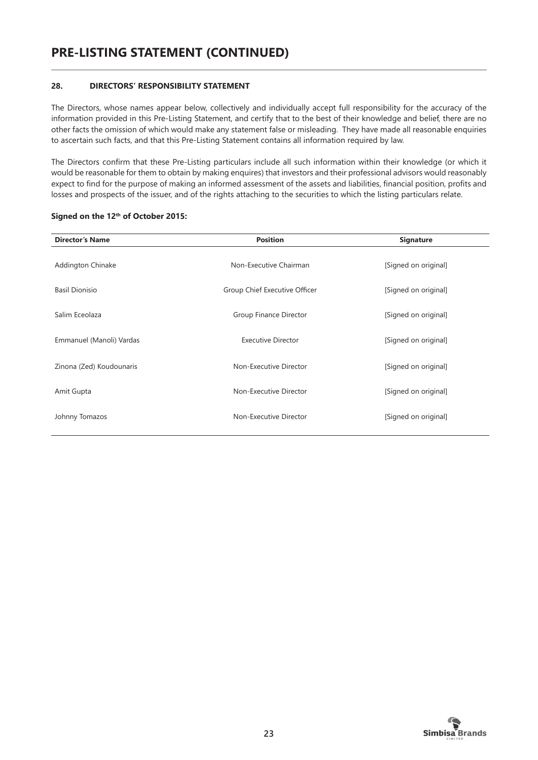# PRE-LISTING STATEMENT (CONTINUED)

## 28. DIRECTORS' RESPONSIBILITY STATEMENT

The Directors, whose names appear below, collectively and individually accept full responsibility for the accuracy of the information provided in this Pre-Listing Statement, and certify that to the best of their knowledge and belief, there are no other facts the omission of which would make any statement false or misleading. They have made all reasonable enquiries to ascertain such facts, and that this Pre-Listing Statement contains all information required by law.

The Directors confirm that these Pre-Listing particulars include all such information within their knowledge (or which it would be reasonable for them to obtain by making enquires) that investors and their professional advisors would reasonably expect to find for the purpose of making an informed assessment of the assets and liabilities, financial position, profits and losses and prospects of the issuer, and of the rights attaching to the securities to which the listing particulars relate.

**Signed on the 12th of October 2015:**

| Director's Name | Position | Signature |
| --- | --- | --- |
| Addington Chinake | Non-Executive Chairman | [Signed on original] |
| Basil Dionisio | Group Chief Executive Officer | [Signed on original] |
| Salim Eceolaza | Group Finance Director | [Signed on original] |
| Emmanuel (Manoli) Vardas | Executive Director | [Signed on original] |
| Zinona (Zed) Koudounaris | Non-Executive Director | [Signed on original] |
| Amit Gupta | Non-Executive Director | [Signed on original] |
| Johnny Tomazos | Non-Executive Director | [Signed on original] |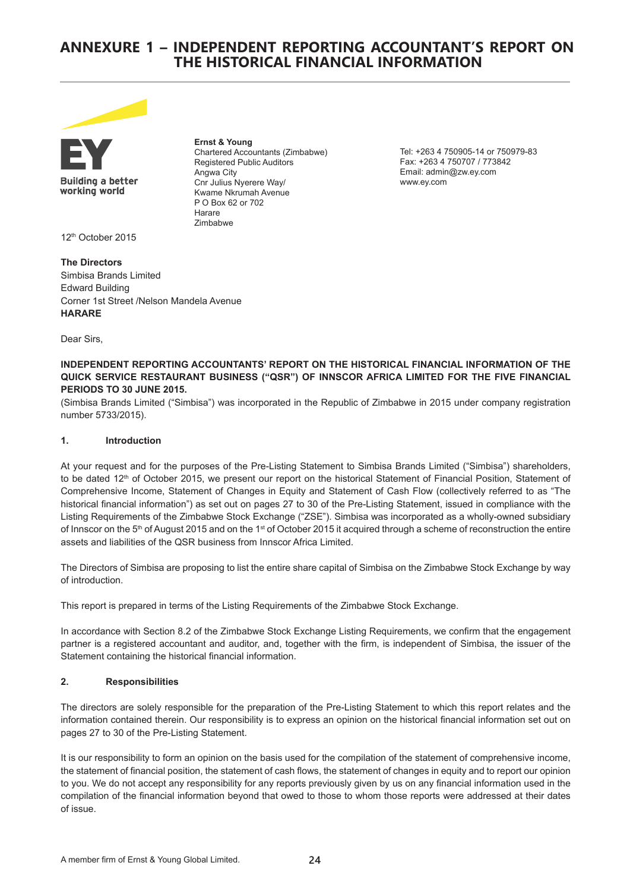# ANNEXURE 1 – INDEPENDENT REPORTING ACCOUNTANT'S REPORT ON THE HISTORICAL FINANCIAL INFORMATION

Building a better working world

**Ernst & Young**
Chartered Accountants (Zimbabwe)
Registered Public Auditors
Angwa City
Cnr Julius Nyerere Way/
Kwame Nkrumah Avenue
P O Box 62 or 702
Harare
Zimbabwe

Tel: +263 4 750905-14 or 750979-83
Fax: +263 4 750707 / 773842
Email: admin@zw.ey.com
www.ey.com

12th October 2015

**The Directors**
Simbisa Brands Limited
Edward Building
Corner 1st Street /Nelson Mandela Avenue
**HARARE**

Dear Sirs,

**INDEPENDENT REPORTING ACCOUNTANTS' REPORT ON THE HISTORICAL FINANCIAL INFORMATION OF THE QUICK SERVICE RESTAURANT BUSINESS ("QSR") OF INNSCOR AFRICA LIMITED FOR THE FIVE FINANCIAL PERIODS TO 30 JUNE 2015.**

(Simbisa Brands Limited ("Simbisa") was incorporated in the Republic of Zimbabwe in 2015 under company registration number 5733/2015).

**1. Introduction**

At your request and for the purposes of the Pre-Listing Statement to Simbisa Brands Limited ("Simbisa") shareholders, to be dated 12th of October 2015, we present our report on the historical Statement of Financial Position, Statement of Comprehensive Income, Statement of Changes in Equity and Statement of Cash Flow (collectively referred to as "The historical financial information") as set out on pages 27 to 30 of the Pre-Listing Statement, issued in compliance with the Listing Requirements of the Zimbabwe Stock Exchange ("ZSE"). Simbisa was incorporated as a wholly-owned subsidiary of Innscor on the 5th of August 2015 and on the 1st of October 2015 it acquired through a scheme of reconstruction the entire assets and liabilities of the QSR business from Innscor Africa Limited.

The Directors of Simbisa are proposing to list the entire share capital of Simbisa on the Zimbabwe Stock Exchange by way of introduction.

This report is prepared in terms of the Listing Requirements of the Zimbabwe Stock Exchange.

In accordance with Section 8.2 of the Zimbabwe Stock Exchange Listing Requirements, we confirm that the engagement partner is a registered accountant and auditor, and, together with the firm, is independent of Simbisa, the issuer of the Statement containing the historical financial information.

**2. Responsibilities**

The directors are solely responsible for the preparation of the Pre-Listing Statement to which this report relates and the information contained therein. Our responsibility is to express an opinion on the historical financial information set out on pages 27 to 30 of the Pre-Listing Statement.

It is our responsibility to form an opinion on the basis used for the compilation of the statement of comprehensive income, the statement of financial position, the statement of cash flows, the statement of changes in equity and to report our opinion to you. We do not accept any responsibility for any reports previously given by us on any financial information used in the compilation of the financial information beyond that owed to those to whom those reports were addressed at their dates of issue.

A member firm of Ernst & Young Global Limited.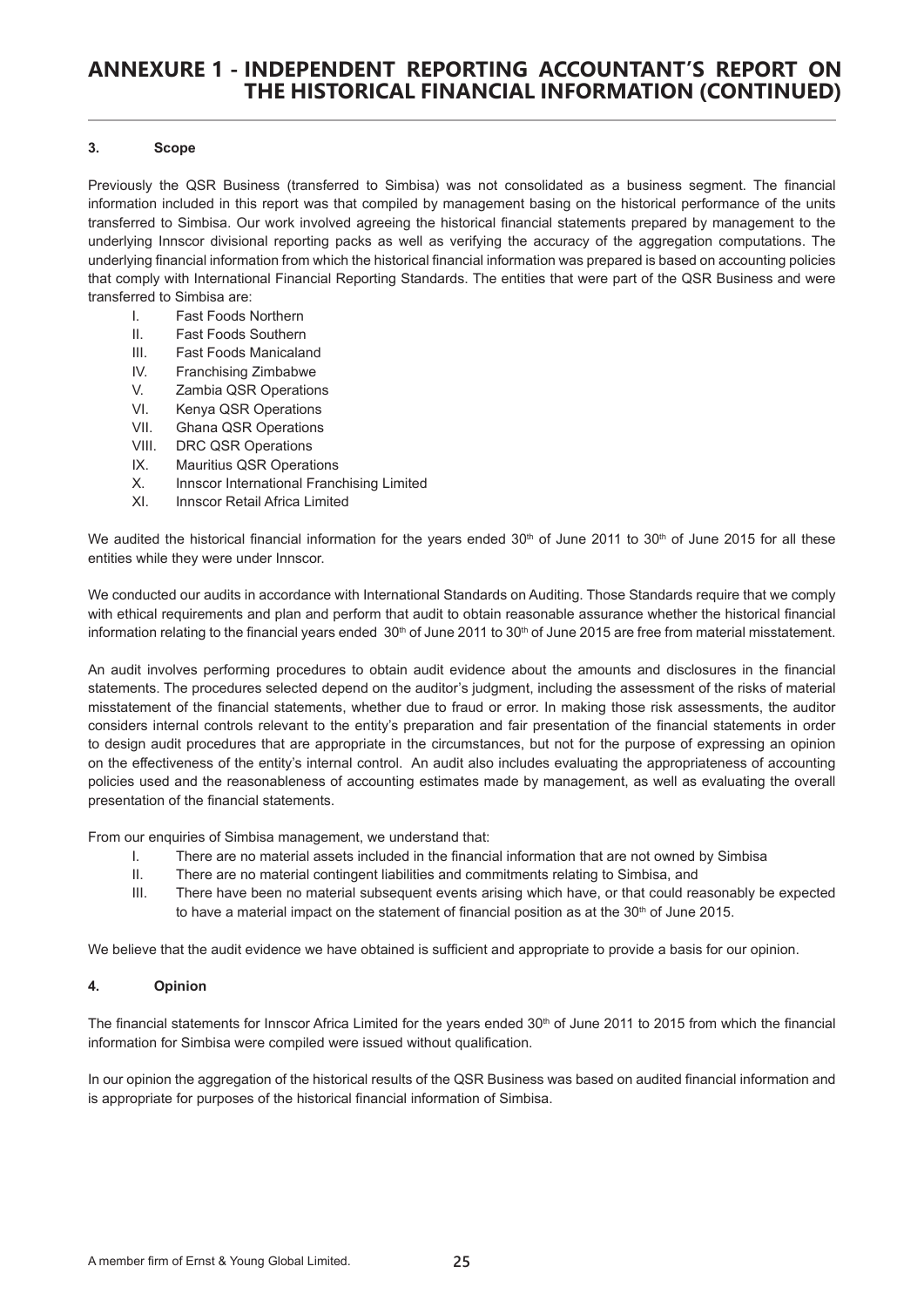# ANNEXURE 1 - INDEPENDENT REPORTING ACCOUNTANT'S REPORT ON THE HISTORICAL FINANCIAL INFORMATION (CONTINUED)

### 3. Scope

Previously the QSR Business (transferred to Simbisa) was not consolidated as a business segment. The financial information included in this report was that compiled by management basing on the historical performance of the units transferred to Simbisa. Our work involved agreeing the historical financial statements prepared by management to the underlying Innscor divisional reporting packs as well as verifying the accuracy of the aggregation computations. The underlying financial information from which the historical financial information was prepared is based on accounting policies that comply with International Financial Reporting Standards. The entities that were part of the QSR Business and were transferred to Simbisa are:

- I. Fast Foods Northern
- II. Fast Foods Southern
- III. Fast Foods Manicaland
- IV. Franchising Zimbabwe
- V. Zambia QSR Operations
- VI. Kenya QSR Operations
- VII. Ghana QSR Operations
- VIII. DRC QSR Operations
- IX. Mauritius QSR Operations
- X. Innscor International Franchising Limited
- XI. Innscor Retail Africa Limited

We audited the historical financial information for the years ended 30th of June 2011 to 30th of June 2015 for all these entities while they were under Innscor.

We conducted our audits in accordance with International Standards on Auditing. Those Standards require that we comply with ethical requirements and plan and perform that audit to obtain reasonable assurance whether the historical financial information relating to the financial years ended 30th of June 2011 to 30th of June 2015 are free from material misstatement.

An audit involves performing procedures to obtain audit evidence about the amounts and disclosures in the financial statements. The procedures selected depend on the auditor's judgment, including the assessment of the risks of material misstatement of the financial statements, whether due to fraud or error. In making those risk assessments, the auditor considers internal controls relevant to the entity's preparation and fair presentation of the financial statements in order to design audit procedures that are appropriate in the circumstances, but not for the purpose of expressing an opinion on the effectiveness of the entity's internal control. An audit also includes evaluating the appropriateness of accounting policies used and the reasonableness of accounting estimates made by management, as well as evaluating the overall presentation of the financial statements.

From our enquiries of Simbisa management, we understand that:

- I. There are no material assets included in the financial information that are not owned by Simbisa
- II. There are no material contingent liabilities and commitments relating to Simbisa, and
- III. There have been no material subsequent events arising which have, or that could reasonably be expected to have a material impact on the statement of financial position as at the 30th of June 2015.

We believe that the audit evidence we have obtained is sufficient and appropriate to provide a basis for our opinion.

### 4. Opinion

The financial statements for Innscor Africa Limited for the years ended 30th of June 2011 to 2015 from which the financial information for Simbisa were compiled were issued without qualification.

In our opinion the aggregation of the historical results of the QSR Business was based on audited financial information and is appropriate for purposes of the historical financial information of Simbisa.

A member firm of Ernst & Young Global Limited.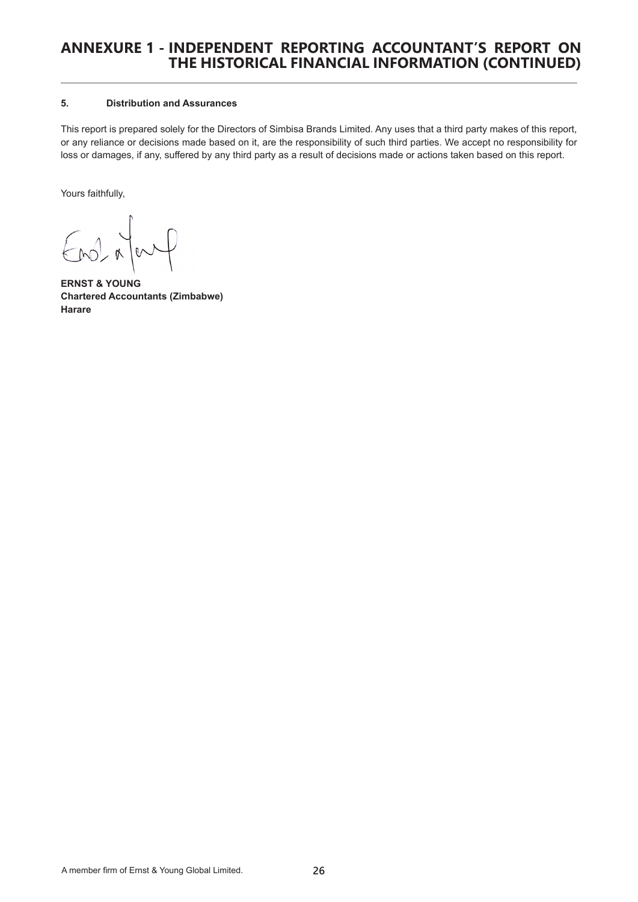# ANNEXURE 1 - INDEPENDENT REPORTING ACCOUNTANT'S REPORT ON THE HISTORICAL FINANCIAL INFORMATION (CONTINUED)

**5. Distribution and Assurances**

This report is prepared solely for the Directors of Simbisa Brands Limited. Any uses that a third party makes of this report, or any reliance or decisions made based on it, are the responsibility of such third parties. We accept no responsibility for loss or damages, if any, suffered by any third party as a result of decisions made or actions taken based on this report.

Yours faithfully,

**ERNST & YOUNG**
**Chartered Accountants (Zimbabwe)**
**Harare**

A member firm of Ernst & Young Global Limited.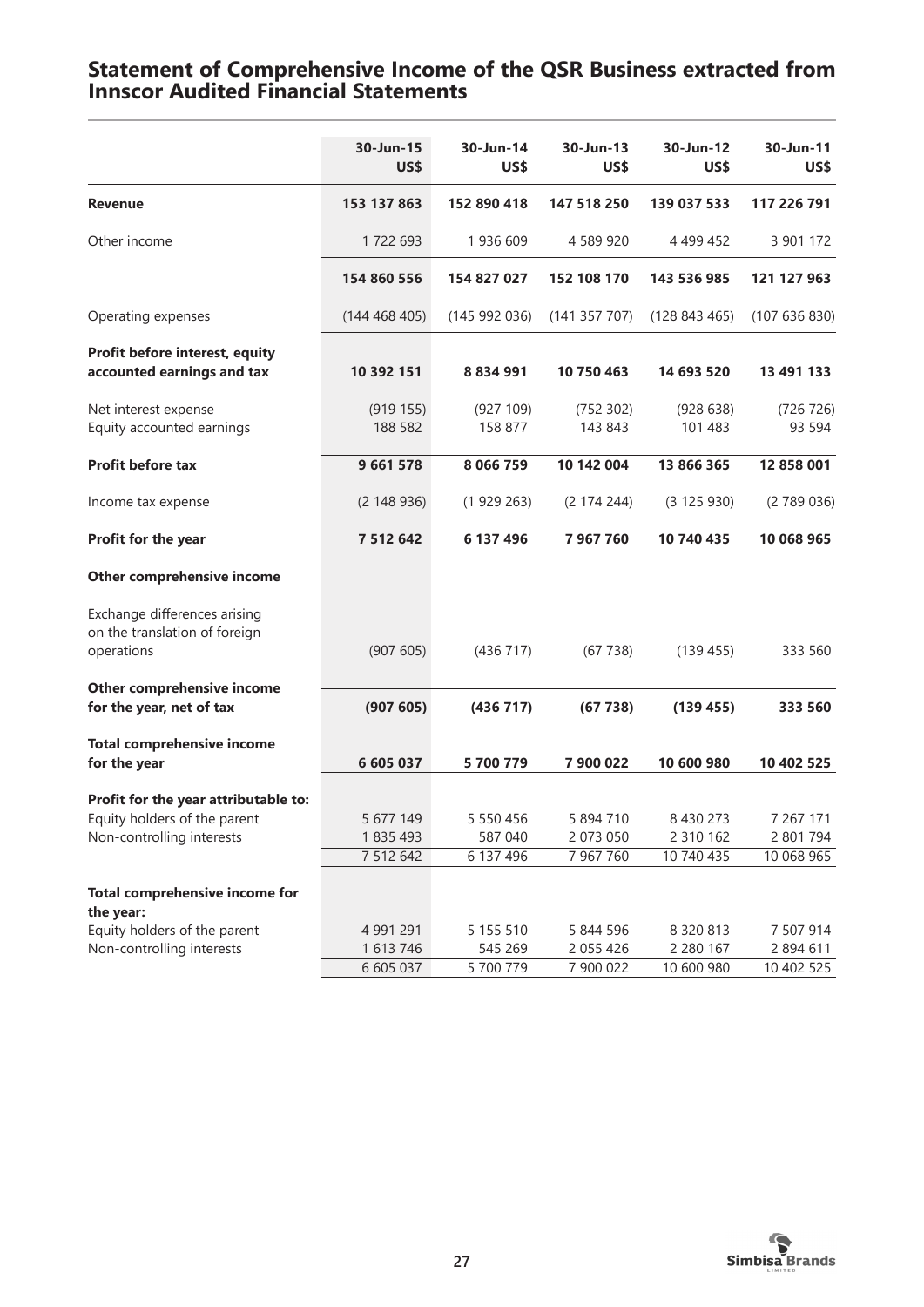# Statement of Comprehensive Income of the QSR Business extracted from Innscor Audited Financial Statements

| | 30-Jun-15 US$ | 30-Jun-14 US$ | 30-Jun-13 US$ | 30-Jun-12 US$ | 30-Jun-11 US$ |
|---|---|---|---|---|---|
| **Revenue** | **153 137 863** | **152 890 418** | **147 518 250** | **139 037 533** | **117 226 791** |
| Other income | 1 722 693 | 1 936 609 | 4 589 920 | 4 499 452 | 3 901 172 |
| | **154 860 556** | **154 827 027** | **152 108 170** | **143 536 985** | **121 127 963** |
| Operating expenses | (144 468 405) | (145 992 036) | (141 357 707) | (128 843 465) | (107 636 830) |
| **Profit before interest, equity accounted earnings and tax** | **10 392 151** | **8 834 991** | **10 750 463** | **14 693 520** | **13 491 133** |
| Net interest expense | (919 155) | (927 109) | (752 302) | (928 638) | (726 726) |
| Equity accounted earnings | 188 582 | 158 877 | 143 843 | 101 483 | 93 594 |
| **Profit before tax** | **9 661 578** | **8 066 759** | **10 142 004** | **13 866 365** | **12 858 001** |
| Income tax expense | (2 148 936) | (1 929 263) | (2 174 244) | (3 125 930) | (2 789 036) |
| **Profit for the year** | **7 512 642** | **6 137 496** | **7 967 760** | **10 740 435** | **10 068 965** |
| **Other comprehensive income** | | | | | |
| Exchange differences arising on the translation of foreign operations | (907 605) | (436 717) | (67 738) | (139 455) | 333 560 |
| **Other comprehensive income for the year, net of tax** | **(907 605)** | **(436 717)** | **(67 738)** | **(139 455)** | **333 560** |
| **Total comprehensive income for the year** | **6 605 037** | **5 700 779** | **7 900 022** | **10 600 980** | **10 402 525** |
| **Profit for the year attributable to:** | | | | | |
| Equity holders of the parent | 5 677 149 | 5 550 456 | 5 894 710 | 8 430 273 | 7 267 171 |
| Non-controlling interests | 1 835 493 | 587 040 | 2 073 050 | 2 310 162 | 2 801 794 |
| | 7 512 642 | 6 137 496 | 7 967 760 | 10 740 435 | 10 068 965 |
| **Total comprehensive income for the year:** | | | | | |
| Equity holders of the parent | 4 991 291 | 5 155 510 | 5 844 596 | 8 320 813 | 7 507 914 |
| Non-controlling interests | 1 613 746 | 545 269 | 2 055 426 | 2 280 167 | 2 894 611 |
| | 6 605 037 | 5 700 779 | 7 900 022 | 10 600 980 | 10 402 525 |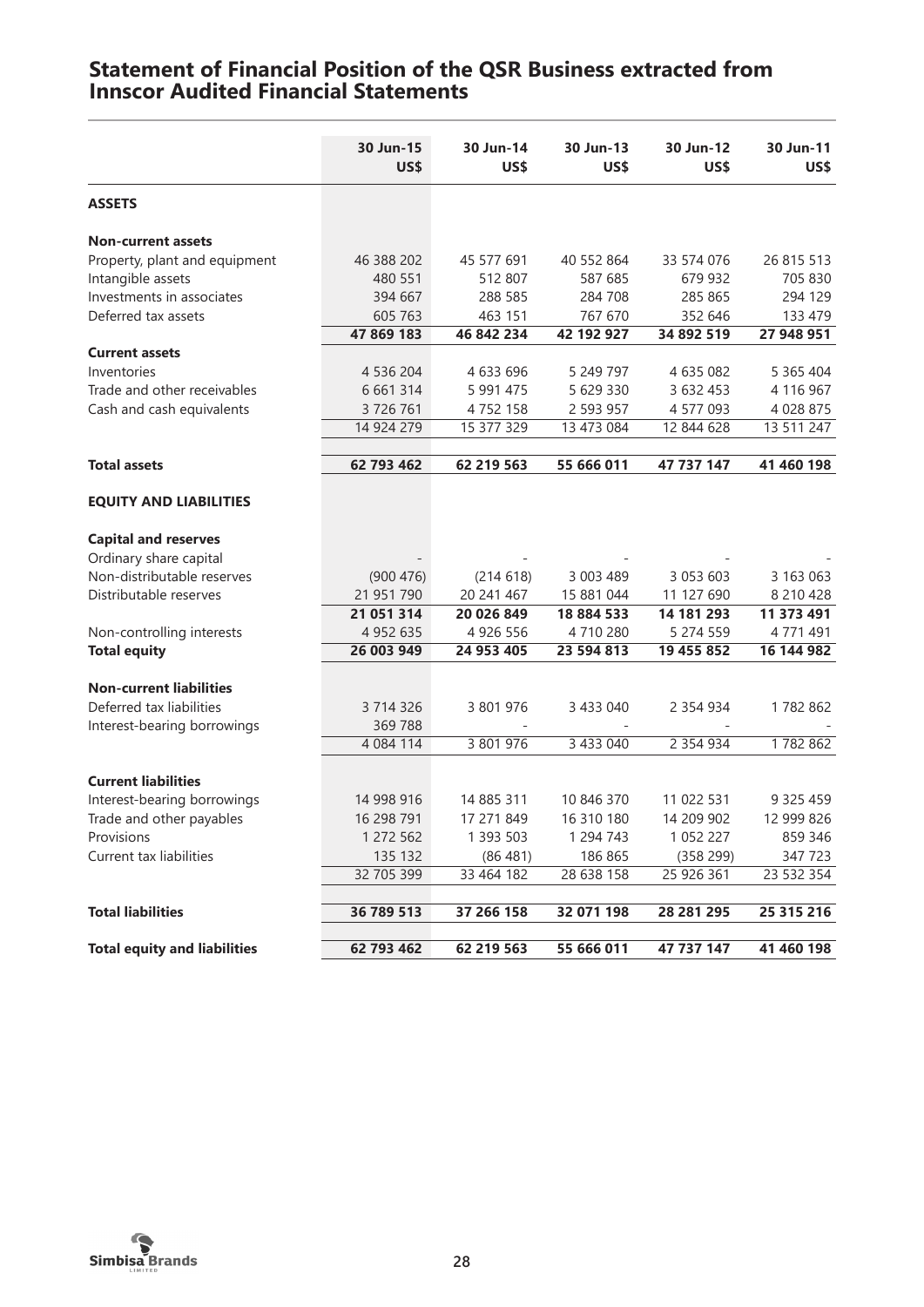# Statement of Financial Position of the QSR Business extracted from Innscor Audited Financial Statements

| | 30 Jun-15 US$ | 30 Jun-14 US$ | 30 Jun-13 US$ | 30 Jun-12 US$ | 30 Jun-11 US$ |
|---|---|---|---|---|---|
| **ASSETS** | | | | | |
| **Non-current assets** | | | | | |
| Property, plant and equipment | 46 388 202 | 45 577 691 | 40 552 864 | 33 574 076 | 26 815 513 |
| Intangible assets | 480 551 | 512 807 | 587 685 | 679 932 | 705 830 |
| Investments in associates | 394 667 | 288 585 | 284 708 | 285 865 | 294 129 |
| Deferred tax assets | 605 763 | 463 151 | 767 670 | 352 646 | 133 479 |
| | **47 869 183** | **46 842 234** | **42 192 927** | **34 892 519** | **27 948 951** |
| **Current assets** | | | | | |
| Inventories | 4 536 204 | 4 633 696 | 5 249 797 | 4 635 082 | 5 365 404 |
| Trade and other receivables | 6 661 314 | 5 991 475 | 5 629 330 | 3 632 453 | 4 116 967 |
| Cash and cash equivalents | 3 726 761 | 4 752 158 | 2 593 957 | 4 577 093 | 4 028 875 |
| | 14 924 279 | 15 377 329 | 13 473 084 | 12 844 628 | 13 511 247 |
| **Total assets** | **62 793 462** | **62 219 563** | **55 666 011** | **47 737 147** | **41 460 198** |
| **EQUITY AND LIABILITIES** | | | | | |
| **Capital and reserves** | | | | | |
| Ordinary share capital | - | - | - | - | - |
| Non-distributable reserves | (900 476) | (214 618) | 3 003 489 | 3 053 603 | 3 163 063 |
| Distributable reserves | 21 951 790 | 20 241 467 | 15 881 044 | 11 127 690 | 8 210 428 |
| | **21 051 314** | **20 026 849** | **18 884 533** | **14 181 293** | **11 373 491** |
| Non-controlling interests | 4 952 635 | 4 926 556 | 4 710 280 | 5 274 559 | 4 771 491 |
| **Total equity** | **26 003 949** | **24 953 405** | **23 594 813** | **19 455 852** | **16 144 982** |
| **Non-current liabilities** | | | | | |
| Deferred tax liabilities | 3 714 326 | 3 801 976 | 3 433 040 | 2 354 934 | 1 782 862 |
| Interest-bearing borrowings | 369 788 | - | - | - | - |
| | 4 084 114 | 3 801 976 | 3 433 040 | 2 354 934 | 1 782 862 |
| **Current liabilities** | | | | | |
| Interest-bearing borrowings | 14 998 916 | 14 885 311 | 10 846 370 | 11 022 531 | 9 325 459 |
| Trade and other payables | 16 298 791 | 17 271 849 | 16 310 180 | 14 209 902 | 12 999 826 |
| Provisions | 1 272 562 | 1 393 503 | 1 294 743 | 1 052 227 | 859 346 |
| Current tax liabilities | 135 132 | (86 481) | 186 865 | (358 299) | 347 723 |
| | 32 705 399 | 33 464 182 | 28 638 158 | 25 926 361 | 23 532 354 |
| **Total liabilities** | **36 789 513** | **37 266 158** | **32 071 198** | **28 281 295** | **25 315 216** |
| **Total equity and liabilities** | **62 793 462** | **62 219 563** | **55 666 011** | **47 737 147** | **41 460 198** |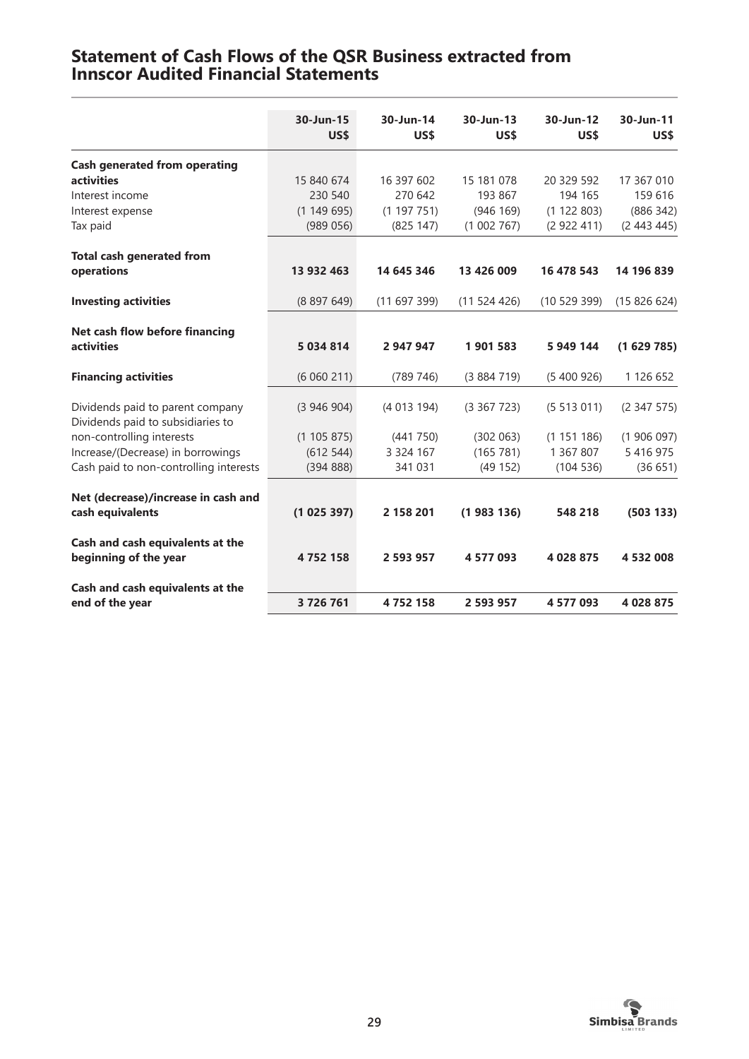## Statement of Cash Flows of the QSR Business extracted from Innscor Audited Financial Statements

| | 30-Jun-15 US$ | 30-Jun-14 US$ | 30-Jun-13 US$ | 30-Jun-12 US$ | 30-Jun-11 US$ |
|---|---|---|---|---|---|
| **Cash generated from operating activities** | 15 840 674 | 16 397 602 | 15 181 078 | 20 329 592 | 17 367 010 |
| Interest income | 230 540 | 270 642 | 193 867 | 194 165 | 159 616 |
| Interest expense | (1 149 695) | (1 197 751) | (946 169) | (1 122 803) | (886 342) |
| Tax paid | (989 056) | (825 147) | (1 002 767) | (2 922 411) | (2 443 445) |
| **Total cash generated from operations** | **13 932 463** | **14 645 346** | **13 426 009** | **16 478 543** | **14 196 839** |
| **Investing activities** | (8 897 649) | (11 697 399) | (11 524 426) | (10 529 399) | (15 826 624) |
| **Net cash flow before financing activities** | **5 034 814** | **2 947 947** | **1 901 583** | **5 949 144** | **(1 629 785)** |
| **Financing activities** | (6 060 211) | (789 746) | (3 884 719) | (5 400 926) | 1 126 652 |
| Dividends paid to parent company | (3 946 904) | (4 013 194) | (3 367 723) | (5 513 011) | (2 347 575) |
| Dividends paid to subsidiaries to non-controlling interests | (1 105 875) | (441 750) | (302 063) | (1 151 186) | (1 906 097) |
| Increase/(Decrease) in borrowings | (612 544) | 3 324 167 | (165 781) | 1 367 807 | 5 416 975 |
| Cash paid to non-controlling interests | (394 888) | 341 031 | (49 152) | (104 536) | (36 651) |
| **Net (decrease)/increase in cash and cash equivalents** | **(1 025 397)** | **2 158 201** | **(1 983 136)** | **548 218** | **(503 133)** |
| **Cash and cash equivalents at the beginning of the year** | **4 752 158** | **2 593 957** | **4 577 093** | **4 028 875** | **4 532 008** |
| **Cash and cash equivalents at the end of the year** | **3 726 761** | **4 752 158** | **2 593 957** | **4 577 093** | **4 028 875** |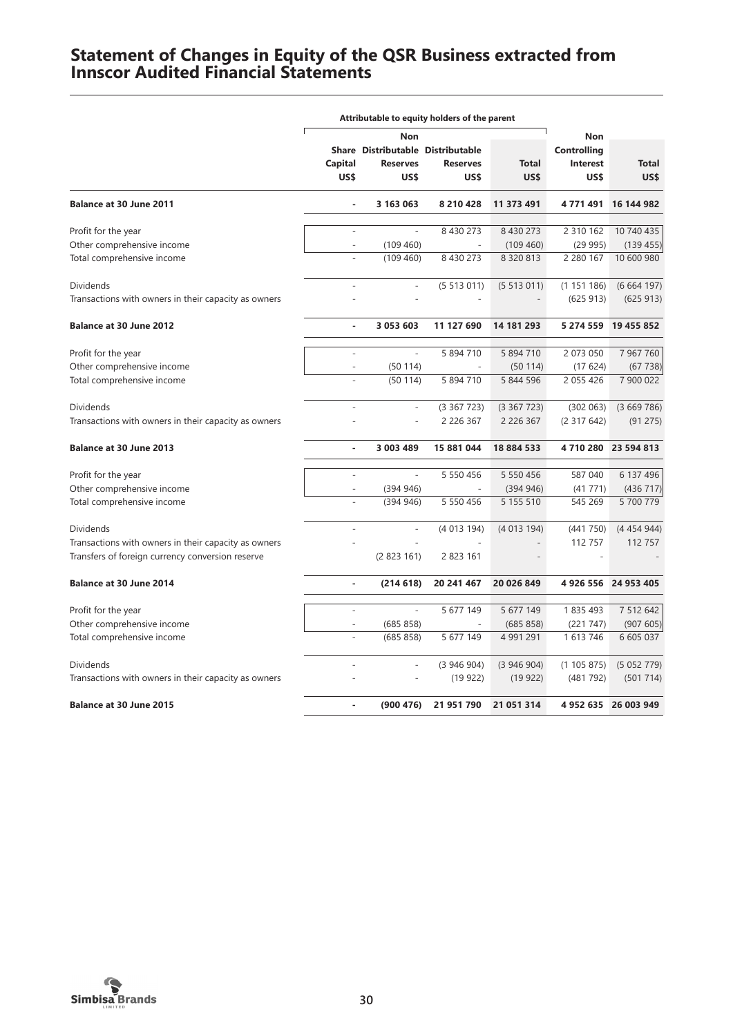# Statement of Changes in Equity of the QSR Business extracted from Innscor Audited Financial Statements

| | Attributable to equity holders of the parent | | | | | |
|---|---|---|---|---|---|---|
| | Share Capital US$ | Non Distributable Reserves US$ | Distributable Reserves US$ | Total US$ | Non Controlling Interest US$ | Total US$ |
| **Balance at 30 June 2011** | **-** | **3 163 063** | **8 210 428** | **11 373 491** | **4 771 491** | **16 144 982** |
| Profit for the year | - | - | 8 430 273 | 8 430 273 | 2 310 162 | 10 740 435 |
| Other comprehensive income | - | (109 460) | - | (109 460) | (29 995) | (139 455) |
| Total comprehensive income | - | (109 460) | 8 430 273 | 8 320 813 | 2 280 167 | 10 600 980 |
| Dividends | - | - | (5 513 011) | (5 513 011) | (1 151 186) | (6 664 197) |
| Transactions with owners in their capacity as owners | - | - | - | - | (625 913) | (625 913) |
| **Balance at 30 June 2012** | **-** | **3 053 603** | **11 127 690** | **14 181 293** | **5 274 559** | **19 455 852** |
| Profit for the year | - | - | 5 894 710 | 5 894 710 | 2 073 050 | 7 967 760 |
| Other comprehensive income | - | (50 114) | - | (50 114) | (17 624) | (67 738) |
| Total comprehensive income | - | (50 114) | 5 894 710 | 5 844 596 | 2 055 426 | 7 900 022 |
| Dividends | - | - | (3 367 723) | (3 367 723) | (302 063) | (3 669 786) |
| Transactions with owners in their capacity as owners | - | - | 2 226 367 | 2 226 367 | (2 317 642) | (91 275) |
| **Balance at 30 June 2013** | **-** | **3 003 489** | **15 881 044** | **18 884 533** | **4 710 280** | **23 594 813** |
| Profit for the year | - | - | 5 550 456 | 5 550 456 | 587 040 | 6 137 496 |
| Other comprehensive income | - | (394 946) | - | (394 946) | (41 771) | (436 717) |
| Total comprehensive income | - | (394 946) | 5 550 456 | 5 155 510 | 545 269 | 5 700 779 |
| Dividends | - | - | (4 013 194) | (4 013 194) | (441 750) | (4 454 944) |
| Transactions with owners in their capacity as owners | - | - | - | - | 112 757 | 112 757 |
| Transfers of foreign currency conversion reserve | | (2 823 161) | 2 823 161 | - | - | - |
| **Balance at 30 June 2014** | **-** | **(214 618)** | **20 241 467** | **20 026 849** | **4 926 556** | **24 953 405** |
| Profit for the year | - | - | 5 677 149 | 5 677 149 | 1 835 493 | 7 512 642 |
| Other comprehensive income | - | (685 858) | - | (685 858) | (221 747) | (907 605) |
| Total comprehensive income | - | (685 858) | 5 677 149 | 4 991 291 | 1 613 746 | 6 605 037 |
| Dividends | - | - | (3 946 904) | (3 946 904) | (1 105 875) | (5 052 779) |
| Transactions with owners in their capacity as owners | - | - | (19 922) | (19 922) | (481 792) | (501 714) |
| **Balance at 30 June 2015** | **-** | **(900 476)** | **21 951 790** | **21 051 314** | **4 952 635** | **26 003 949** |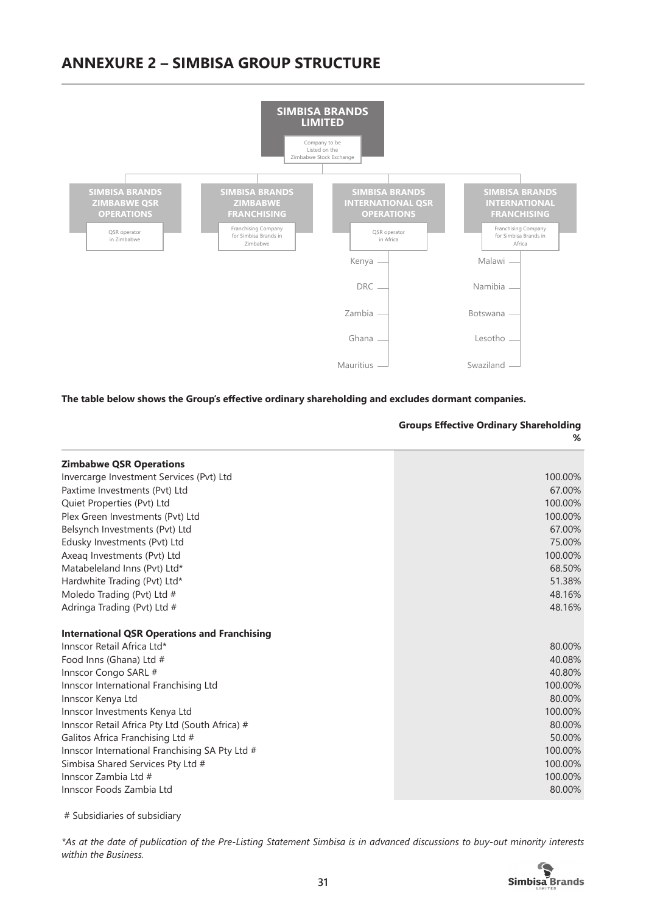## ANNEXURE 2 – SIMBISA GROUP STRUCTURE

**SIMBISA BRANDS LIMITED**
Company to be Listed on the Zimbabwe Stock Exchange

**SIMBISA BRANDS ZIMBABWE QSR OPERATIONS**
QSR operator in Zimbabwe

**SIMBISA BRANDS ZIMBABWE FRANCHISING**
Franchising Company for Simbisa Brands in Zimbabwe

**SIMBISA BRANDS INTERNATIONAL QSR OPERATIONS**
QSR operator in Africa

- Kenya
- DRC
- Zambia
- Ghana
- Mauritius

**SIMBISA BRANDS INTERNATIONAL FRANCHISING**
Franchising Company for Simbisa Brands in Africa

- Malawi
- Namibia
- Botswana
- Lesotho
- Swaziland

**The table below shows the Group's effective ordinary shareholding and excludes dormant companies.**

| | Groups Effective Ordinary Shareholding % |
|---|---|
| **Zimbabwe QSR Operations** | |
| Invercarge Investment Services (Pvt) Ltd | 100.00% |
| Paxtime Investments (Pvt) Ltd | 67.00% |
| Quiet Properties (Pvt) Ltd | 100.00% |
| Plex Green Investments (Pvt) Ltd | 100.00% |
| Belsynch Investments (Pvt) Ltd | 67.00% |
| Edusky Investments (Pvt) Ltd | 75.00% |
| Axeaq Investments (Pvt) Ltd | 100.00% |
| Matabeleland Inns (Pvt) Ltd* | 68.50% |
| Hardwhite Trading (Pvt) Ltd* | 51.38% |
| Moledo Trading (Pvt) Ltd # | 48.16% |
| Adringa Trading (Pvt) Ltd # | 48.16% |
| **International QSR Operations and Franchising** | |
| Innscor Retail Africa Ltd* | 80.00% |
| Food Inns (Ghana) Ltd # | 40.08% |
| Innscor Congo SARL # | 40.80% |
| Innscor International Franchising Ltd | 100.00% |
| Innscor Kenya Ltd | 80.00% |
| Innscor Investments Kenya Ltd | 100.00% |
| Innscor Retail Africa Pty Ltd (South Africa) # | 80.00% |
| Galitos Africa Franchising Ltd # | 50.00% |
| Innscor International Franchising SA Pty Ltd # | 100.00% |
| Simbisa Shared Services Pty Ltd # | 100.00% |
| Innscor Zambia Ltd # | 100.00% |
| Innscor Foods Zambia Ltd | 80.00% |

# Subsidiaries of subsidiary

*\*As at the date of publication of the Pre-Listing Statement Simbisa is in advanced discussions to buy-out minority interests within the Business.*